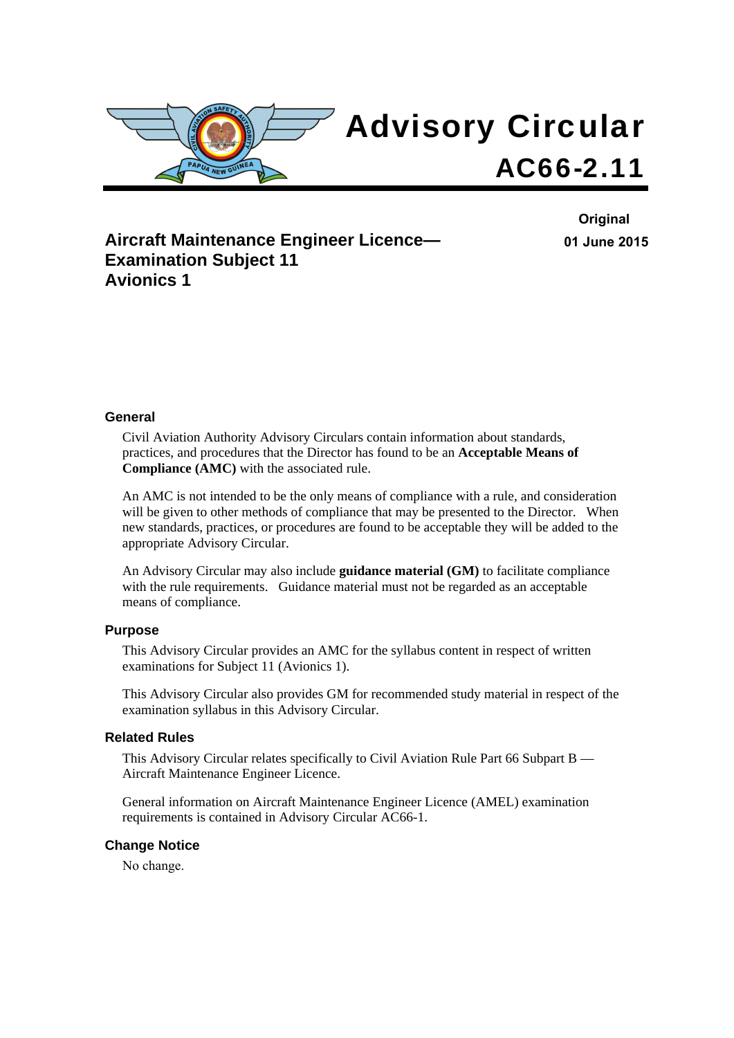# Advisory Circular

# AC66-2.11

**Original**

**01 June 2015**

## Aircraft Maintenance Engineer Licence— Examination Subject 11 Avionics 1

### General

Civil Aviation Authority Advisory Circulars contain information about standards, practices, and procedures that the Director has found to be an **Acceptable Means of Compliance (AMC)** with the associated rule.

An AMC is not intended to be the only means of compliance with a rule, and consideration will be given to other methods of compliance that may be presented to the Director. When new standards, practices, or procedures are found to be acceptable they will be added to the appropriate Advisory Circular.

An Advisory Circular may also include **guidance material (GM)** to facilitate compliance with the rule requirements. Guidance material must not be regarded as an acceptable means of compliance.

### Purpose

This Advisory Circular provides an AMC for the syllabus content in respect of written examinations for Subject 11 (Avionics 1).

This Advisory Circular also provides GM for recommended study material in respect of the examination syllabus in this Advisory Circular.

### Related Rules

This Advisory Circular relates specifically to Civil Aviation Rule Part 66 Subpart B — Aircraft Maintenance Engineer Licence.

General information on Aircraft Maintenance Engineer Licence (AMEL) examination requirements is contained in Advisory Circular AC66-1.

### Change Notice

No change.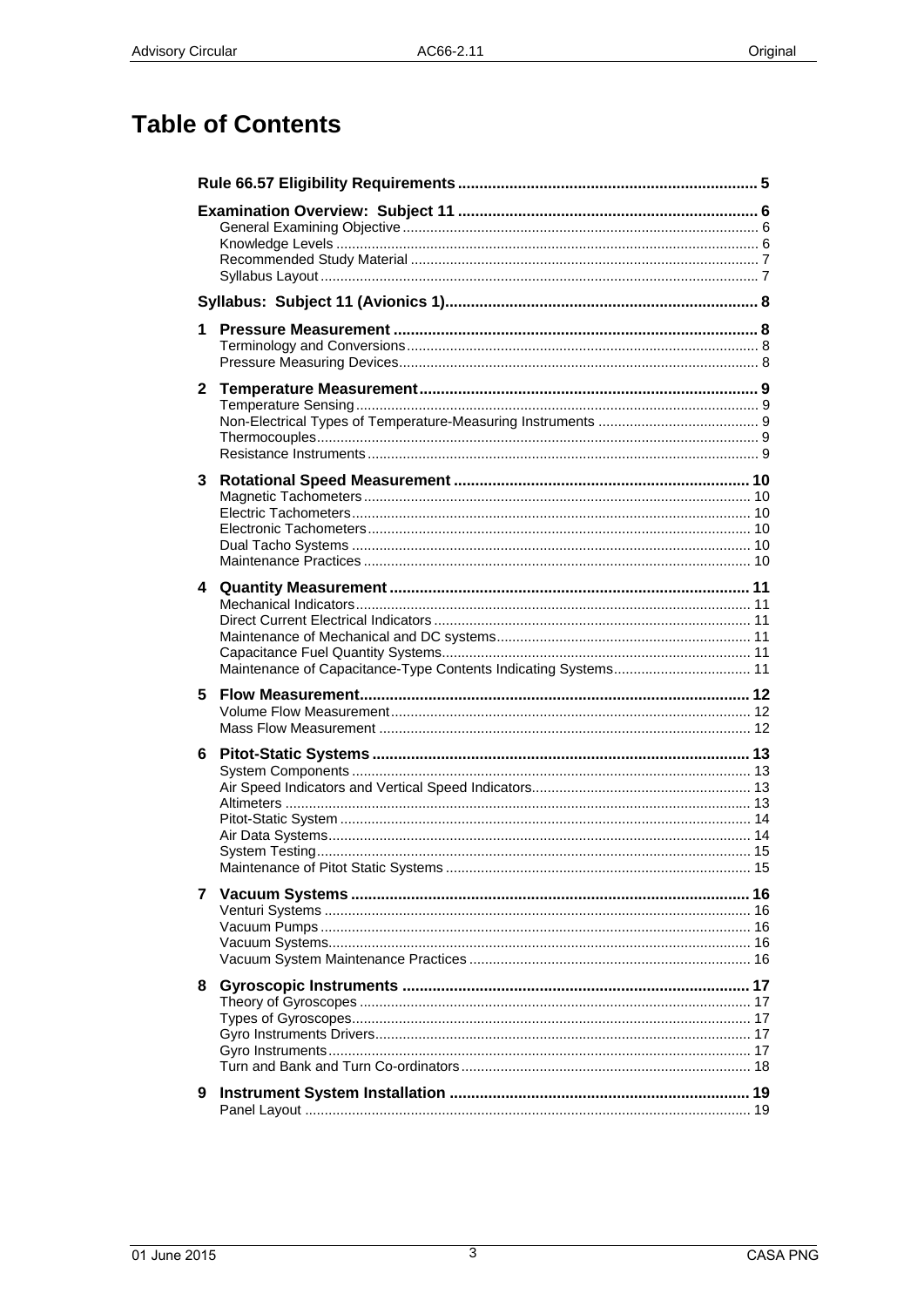# Table of Contents

**Rule 66.57 Eligibility Requirements** .......... 5

**Examination Overview: Subject 11** .......... 6
- General Examining Objective .......... 6
- Knowledge Levels .......... 6
- Recommended Study Material .......... 7
- Syllabus Layout .......... 7

**Syllabus: Subject 11 (Avionics 1)** .......... 8

**1 Pressure Measurement** .......... 8
- Terminology and Conversions .......... 8
- Pressure Measuring Devices .......... 8

**2 Temperature Measurement** .......... 9
- Temperature Sensing .......... 9
- Non-Electrical Types of Temperature-Measuring Instruments .......... 9
- Thermocouples .......... 9
- Resistance Instruments .......... 9

**3 Rotational Speed Measurement** .......... 10
- Magnetic Tachometers .......... 10
- Electric Tachometers .......... 10
- Electronic Tachometers .......... 10
- Dual Tacho Systems .......... 10
- Maintenance Practices .......... 10

**4 Quantity Measurement** .......... 11
- Mechanical Indicators .......... 11
- Direct Current Electrical Indicators .......... 11
- Maintenance of Mechanical and DC systems .......... 11
- Capacitance Fuel Quantity Systems .......... 11
- Maintenance of Capacitance-Type Contents Indicating Systems .......... 11

**5 Flow Measurement** .......... 12
- Volume Flow Measurement .......... 12
- Mass Flow Measurement .......... 12

**6 Pitot-Static Systems** .......... 13
- System Components .......... 13
- Air Speed Indicators and Vertical Speed Indicators .......... 13
- Altimeters .......... 13
- Pitot-Static System .......... 14
- Air Data Systems .......... 14
- System Testing .......... 15
- Maintenance of Pitot Static Systems .......... 15

**7 Vacuum Systems** .......... 16
- Venturi Systems .......... 16
- Vacuum Pumps .......... 16
- Vacuum Systems .......... 16
- Vacuum System Maintenance Practices .......... 16

**8 Gyroscopic Instruments** .......... 17
- Theory of Gyroscopes .......... 17
- Types of Gyroscopes .......... 17
- Gyro Instruments Drivers .......... 17
- Gyro Instruments .......... 17
- Turn and Bank and Turn Co-ordinators .......... 18

**9 Instrument System Installation** .......... 19
- Panel Layout .......... 19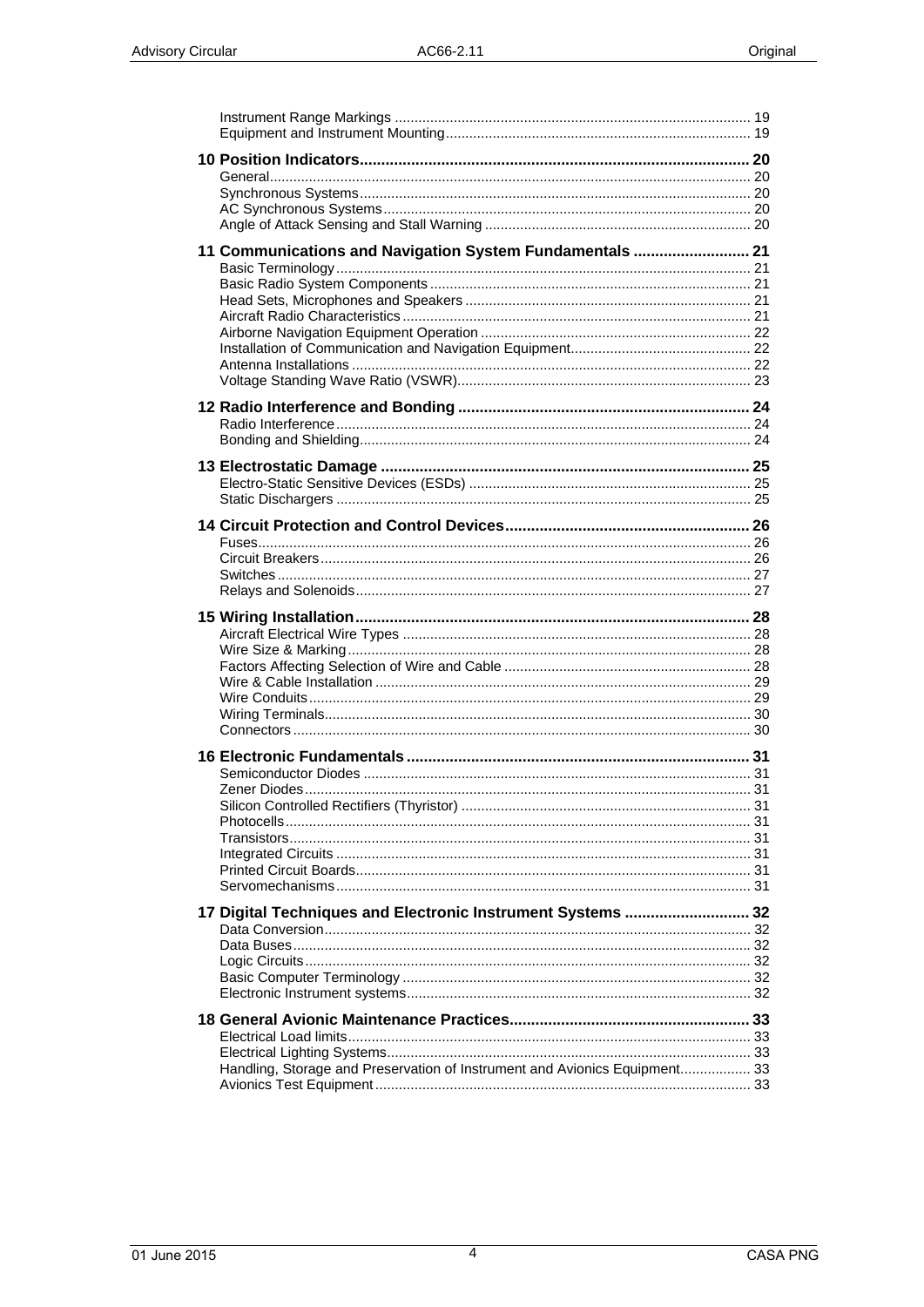Instrument Range Markings .......... 19
Equipment and Instrument Mounting .......... 19

**10 Position Indicators .......... 20**
General .......... 20
Synchronous Systems .......... 20
AC Synchronous Systems .......... 20
Angle of Attack Sensing and Stall Warning .......... 20

**11 Communications and Navigation System Fundamentals .......... 21**
Basic Terminology .......... 21
Basic Radio System Components .......... 21
Head Sets, Microphones and Speakers .......... 21
Aircraft Radio Characteristics .......... 21
Airborne Navigation Equipment Operation .......... 22
Installation of Communication and Navigation Equipment .......... 22
Antenna Installations .......... 22
Voltage Standing Wave Ratio (VSWR) .......... 23

**12 Radio Interference and Bonding .......... 24**
Radio Interference .......... 24
Bonding and Shielding .......... 24

**13 Electrostatic Damage .......... 25**
Electro-Static Sensitive Devices (ESDs) .......... 25
Static Dischargers .......... 25

**14 Circuit Protection and Control Devices .......... 26**
Fuses .......... 26
Circuit Breakers .......... 26
Switches .......... 27
Relays and Solenoids .......... 27

**15 Wiring Installation .......... 28**
Aircraft Electrical Wire Types .......... 28
Wire Size & Marking .......... 28
Factors Affecting Selection of Wire and Cable .......... 28
Wire & Cable Installation .......... 29
Wire Conduits .......... 29
Wiring Terminals .......... 30
Connectors .......... 30

**16 Electronic Fundamentals .......... 31**
Semiconductor Diodes .......... 31
Zener Diodes .......... 31
Silicon Controlled Rectifiers (Thyristor) .......... 31
Photocells .......... 31
Transistors .......... 31
Integrated Circuits .......... 31
Printed Circuit Boards .......... 31
Servomechanisms .......... 31

**17 Digital Techniques and Electronic Instrument Systems .......... 32**
Data Conversion .......... 32
Data Buses .......... 32
Logic Circuits .......... 32
Basic Computer Terminology .......... 32
Electronic Instrument systems .......... 32

**18 General Avionic Maintenance Practices .......... 33**
Electrical Load limits .......... 33
Electrical Lighting Systems .......... 33
Handling, Storage and Preservation of Instrument and Avionics Equipment .......... 33
Avionics Test Equipment .......... 33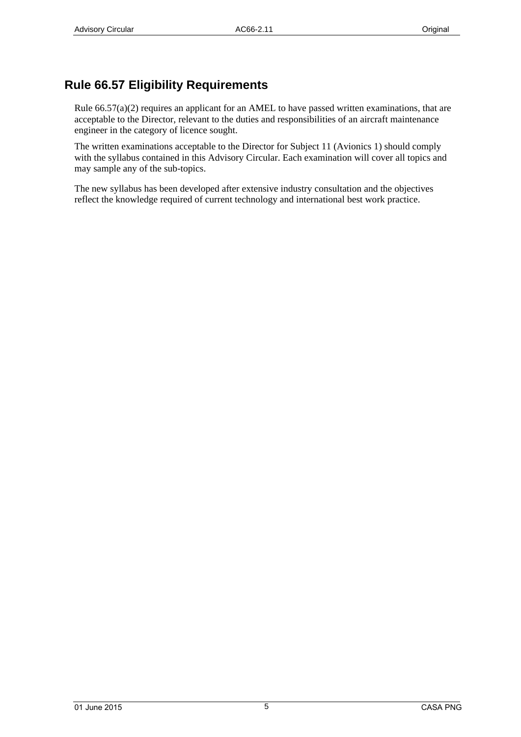## Rule 66.57 Eligibility Requirements

Rule 66.57(a)(2) requires an applicant for an AMEL to have passed written examinations, that are acceptable to the Director, relevant to the duties and responsibilities of an aircraft maintenance engineer in the category of licence sought.

The written examinations acceptable to the Director for Subject 11 (Avionics 1) should comply with the syllabus contained in this Advisory Circular. Each examination will cover all topics and may sample any of the sub-topics.

The new syllabus has been developed after extensive industry consultation and the objectives reflect the knowledge required of current technology and international best work practice.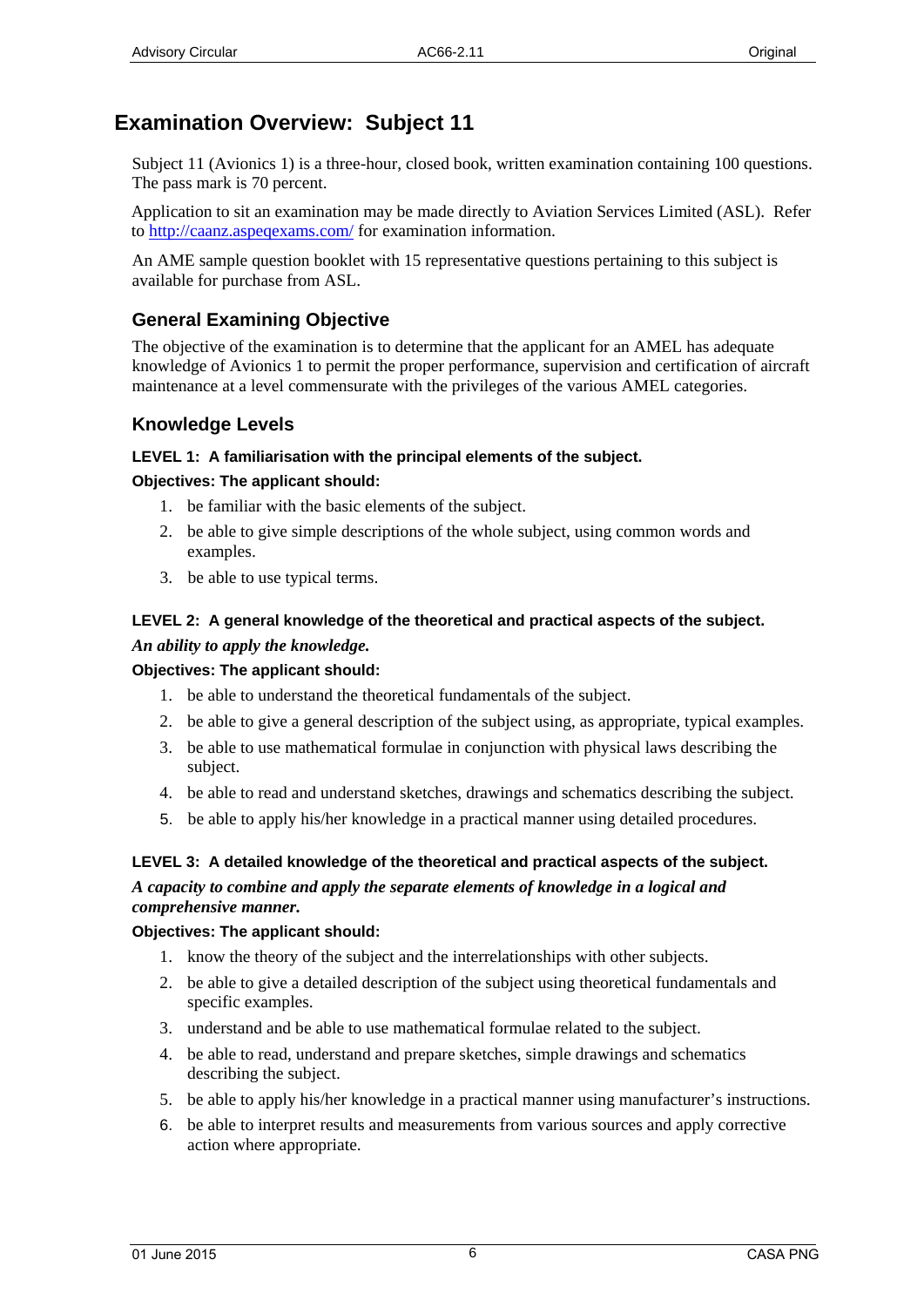# Examination Overview:  Subject 11

Subject 11 (Avionics 1) is a three-hour, closed book, written examination containing 100 questions. The pass mark is 70 percent.

Application to sit an examination may be made directly to Aviation Services Limited (ASL).  Refer to http://caanz.aspeqexams.com/ for examination information.

An AME sample question booklet with 15 representative questions pertaining to this subject is available for purchase from ASL.

## General Examining Objective

The objective of the examination is to determine that the applicant for an AMEL has adequate knowledge of Avionics 1 to permit the proper performance, supervision and certification of aircraft maintenance at a level commensurate with the privileges of the various AMEL categories.

## Knowledge Levels

#### LEVEL 1:  A familiarisation with the principal elements of the subject.

**Objectives: The applicant should:**

1. be familiar with the basic elements of the subject.
2. be able to give simple descriptions of the whole subject, using common words and examples.
3. be able to use typical terms.

#### LEVEL 2:  A general knowledge of the theoretical and practical aspects of the subject.

***An ability to apply the knowledge.***

**Objectives: The applicant should:**

1. be able to understand the theoretical fundamentals of the subject.
2. be able to give a general description of the subject using, as appropriate, typical examples.
3. be able to use mathematical formulae in conjunction with physical laws describing the subject.
4. be able to read and understand sketches, drawings and schematics describing the subject.
5. be able to apply his/her knowledge in a practical manner using detailed procedures.

#### LEVEL 3:  A detailed knowledge of the theoretical and practical aspects of the subject.

***A capacity to combine and apply the separate elements of knowledge in a logical and comprehensive manner.***

**Objectives: The applicant should:**

1. know the theory of the subject and the interrelationships with other subjects.
2. be able to give a detailed description of the subject using theoretical fundamentals and specific examples.
3. understand and be able to use mathematical formulae related to the subject.
4. be able to read, understand and prepare sketches, simple drawings and schematics describing the subject.
5. be able to apply his/her knowledge in a practical manner using manufacturer's instructions.
6. be able to interpret results and measurements from various sources and apply corrective action where appropriate.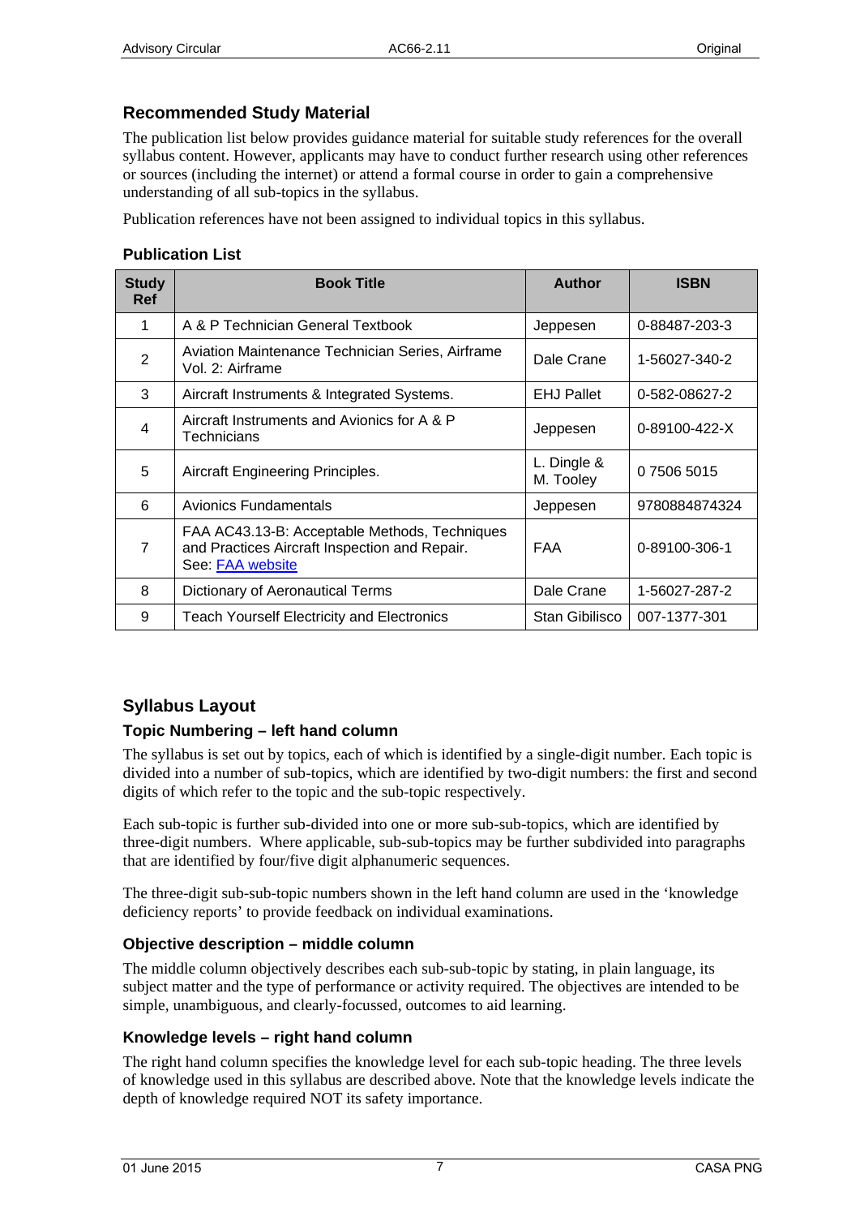## Recommended Study Material

The publication list below provides guidance material for suitable study references for the overall syllabus content. However, applicants may have to conduct further research using other references or sources (including the internet) or attend a formal course in order to gain a comprehensive understanding of all sub-topics in the syllabus.

Publication references have not been assigned to individual topics in this syllabus.

### Publication List

| Study Ref | Book Title | Author | ISBN |
|---|---|---|---|
| 1 | A & P Technician General Textbook | Jeppesen | 0-88487-203-3 |
| 2 | Aviation Maintenance Technician Series, Airframe Vol. 2: Airframe | Dale Crane | 1-56027-340-2 |
| 3 | Aircraft Instruments & Integrated Systems. | EHJ Pallet | 0-582-08627-2 |
| 4 | Aircraft Instruments and Avionics for A & P Technicians | Jeppesen | 0-89100-422-X |
| 5 | Aircraft Engineering Principles. | L. Dingle & M. Tooley | 0 7506 5015 |
| 6 | Avionics Fundamentals | Jeppesen | 9780884874324 |
| 7 | FAA AC43.13-B: Acceptable Methods, Techniques and Practices Aircraft Inspection and Repair. See: FAA website | FAA | 0-89100-306-1 |
| 8 | Dictionary of Aeronautical Terms | Dale Crane | 1-56027-287-2 |
| 9 | Teach Yourself Electricity and Electronics | Stan Gibilisco | 007-1377-301 |

## Syllabus Layout

### Topic Numbering – left hand column

The syllabus is set out by topics, each of which is identified by a single-digit number. Each topic is divided into a number of sub-topics, which are identified by two-digit numbers: the first and second digits of which refer to the topic and the sub-topic respectively.

Each sub-topic is further sub-divided into one or more sub-sub-topics, which are identified by three-digit numbers. Where applicable, sub-sub-topics may be further subdivided into paragraphs that are identified by four/five digit alphanumeric sequences.

The three-digit sub-sub-topic numbers shown in the left hand column are used in the 'knowledge deficiency reports' to provide feedback on individual examinations.

### Objective description – middle column

The middle column objectively describes each sub-sub-topic by stating, in plain language, its subject matter and the type of performance or activity required. The objectives are intended to be simple, unambiguous, and clearly-focussed, outcomes to aid learning.

### Knowledge levels – right hand column

The right hand column specifies the knowledge level for each sub-topic heading. The three levels of knowledge used in this syllabus are described above. Note that the knowledge levels indicate the depth of knowledge required NOT its safety importance.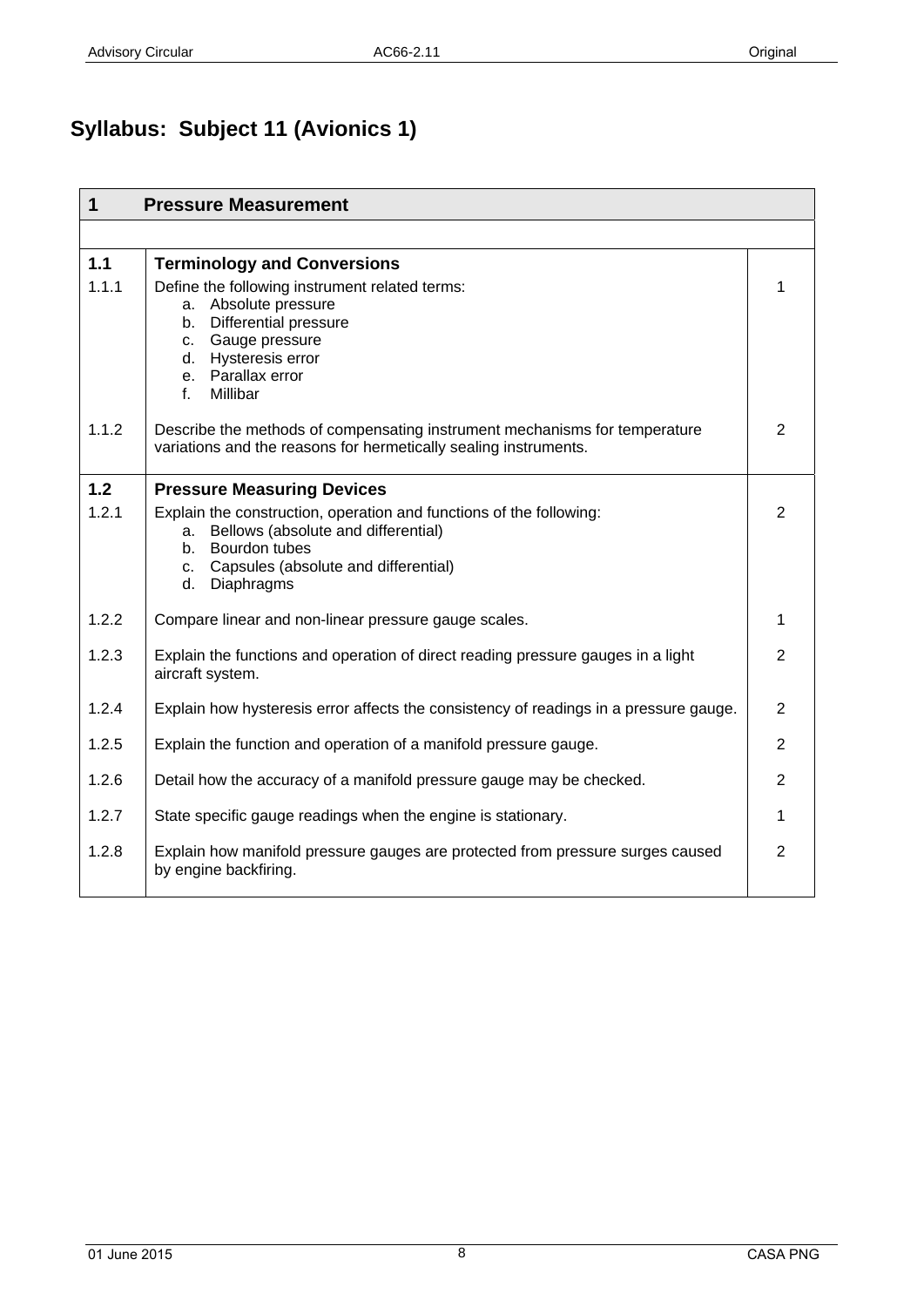# Syllabus: Subject 11 (Avionics 1)

| 1 | Pressure Measurement | |
|---|---|---|
| | | |
| **1.1** | **Terminology and Conversions** | |
| 1.1.1 | Define the following instrument related terms:<br>a. Absolute pressure<br>b. Differential pressure<br>c. Gauge pressure<br>d. Hysteresis error<br>e. Parallax error<br>f. Millibar | 1 |
| 1.1.2 | Describe the methods of compensating instrument mechanisms for temperature variations and the reasons for hermetically sealing instruments. | 2 |
| **1.2** | **Pressure Measuring Devices** | |
| 1.2.1 | Explain the construction, operation and functions of the following:<br>a. Bellows (absolute and differential)<br>b. Bourdon tubes<br>c. Capsules (absolute and differential)<br>d. Diaphragms | 2 |
| 1.2.2 | Compare linear and non-linear pressure gauge scales. | 1 |
| 1.2.3 | Explain the functions and operation of direct reading pressure gauges in a light aircraft system. | 2 |
| 1.2.4 | Explain how hysteresis error affects the consistency of readings in a pressure gauge. | 2 |
| 1.2.5 | Explain the function and operation of a manifold pressure gauge. | 2 |
| 1.2.6 | Detail how the accuracy of a manifold pressure gauge may be checked. | 2 |
| 1.2.7 | State specific gauge readings when the engine is stationary. | 1 |
| 1.2.8 | Explain how manifold pressure gauges are protected from pressure surges caused by engine backfiring. | 2 |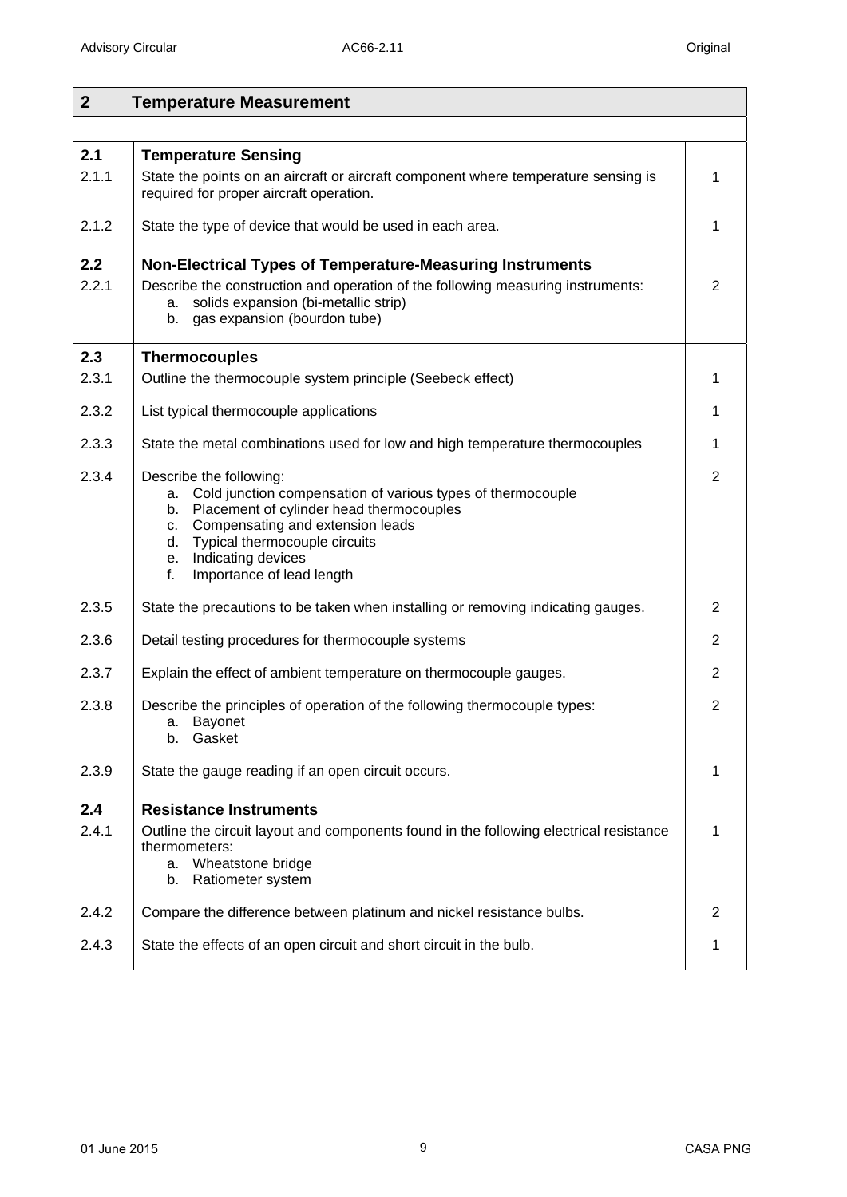## 2 Temperature Measurement

| | | |
|---|---|---|
| **2.1** | **Temperature Sensing** | |
| 2.1.1 | State the points on an aircraft or aircraft component where temperature sensing is required for proper aircraft operation. | 1 |
| 2.1.2 | State the type of device that would be used in each area. | 1 |
| **2.2** | **Non-Electrical Types of Temperature-Measuring Instruments** | |
| 2.2.1 | Describe the construction and operation of the following measuring instruments:<br>a. solids expansion (bi-metallic strip)<br>b. gas expansion (bourdon tube) | 2 |
| **2.3** | **Thermocouples** | |
| 2.3.1 | Outline the thermocouple system principle (Seebeck effect) | 1 |
| 2.3.2 | List typical thermocouple applications | 1 |
| 2.3.3 | State the metal combinations used for low and high temperature thermocouples | 1 |
| 2.3.4 | Describe the following:<br>a. Cold junction compensation of various types of thermocouple<br>b. Placement of cylinder head thermocouples<br>c. Compensating and extension leads<br>d. Typical thermocouple circuits<br>e. Indicating devices<br>f. Importance of lead length | 2 |
| 2.3.5 | State the precautions to be taken when installing or removing indicating gauges. | 2 |
| 2.3.6 | Detail testing procedures for thermocouple systems | 2 |
| 2.3.7 | Explain the effect of ambient temperature on thermocouple gauges. | 2 |
| 2.3.8 | Describe the principles of operation of the following thermocouple types:<br>a. Bayonet<br>b. Gasket | 2 |
| 2.3.9 | State the gauge reading if an open circuit occurs. | 1 |
| **2.4** | **Resistance Instruments** | |
| 2.4.1 | Outline the circuit layout and components found in the following electrical resistance thermometers:<br>a. Wheatstone bridge<br>b. Ratiometer system | 1 |
| 2.4.2 | Compare the difference between platinum and nickel resistance bulbs. | 2 |
| 2.4.3 | State the effects of an open circuit and short circuit in the bulb. | 1 |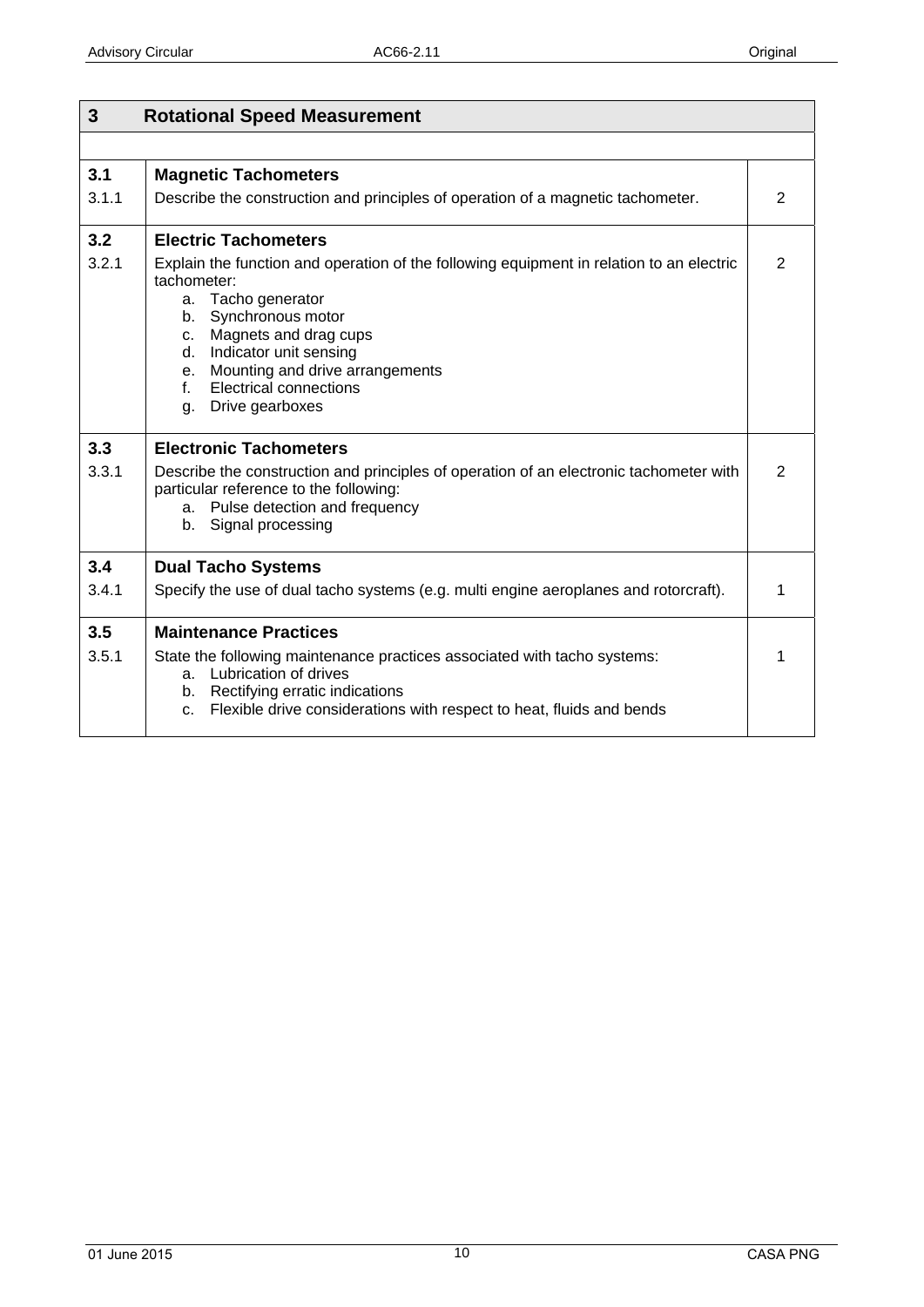| 3 | Rotational Speed Measurement | |
|---|---|---|
| | | |
| **3.1** | **Magnetic Tachometers** | |
| 3.1.1 | Describe the construction and principles of operation of a magnetic tachometer. | 2 |
| **3.2** | **Electric Tachometers** | |
| 3.2.1 | Explain the function and operation of the following equipment in relation to an electric tachometer:<br>a. Tacho generator<br>b. Synchronous motor<br>c. Magnets and drag cups<br>d. Indicator unit sensing<br>e. Mounting and drive arrangements<br>f. Electrical connections<br>g. Drive gearboxes | 2 |
| **3.3** | **Electronic Tachometers** | |
| 3.3.1 | Describe the construction and principles of operation of an electronic tachometer with particular reference to the following:<br>a. Pulse detection and frequency<br>b. Signal processing | 2 |
| **3.4** | **Dual Tacho Systems** | |
| 3.4.1 | Specify the use of dual tacho systems (e.g. multi engine aeroplanes and rotorcraft). | 1 |
| **3.5** | **Maintenance Practices** | |
| 3.5.1 | State the following maintenance practices associated with tacho systems:<br>a. Lubrication of drives<br>b. Rectifying erratic indications<br>c. Flexible drive considerations with respect to heat, fluids and bends | 1 |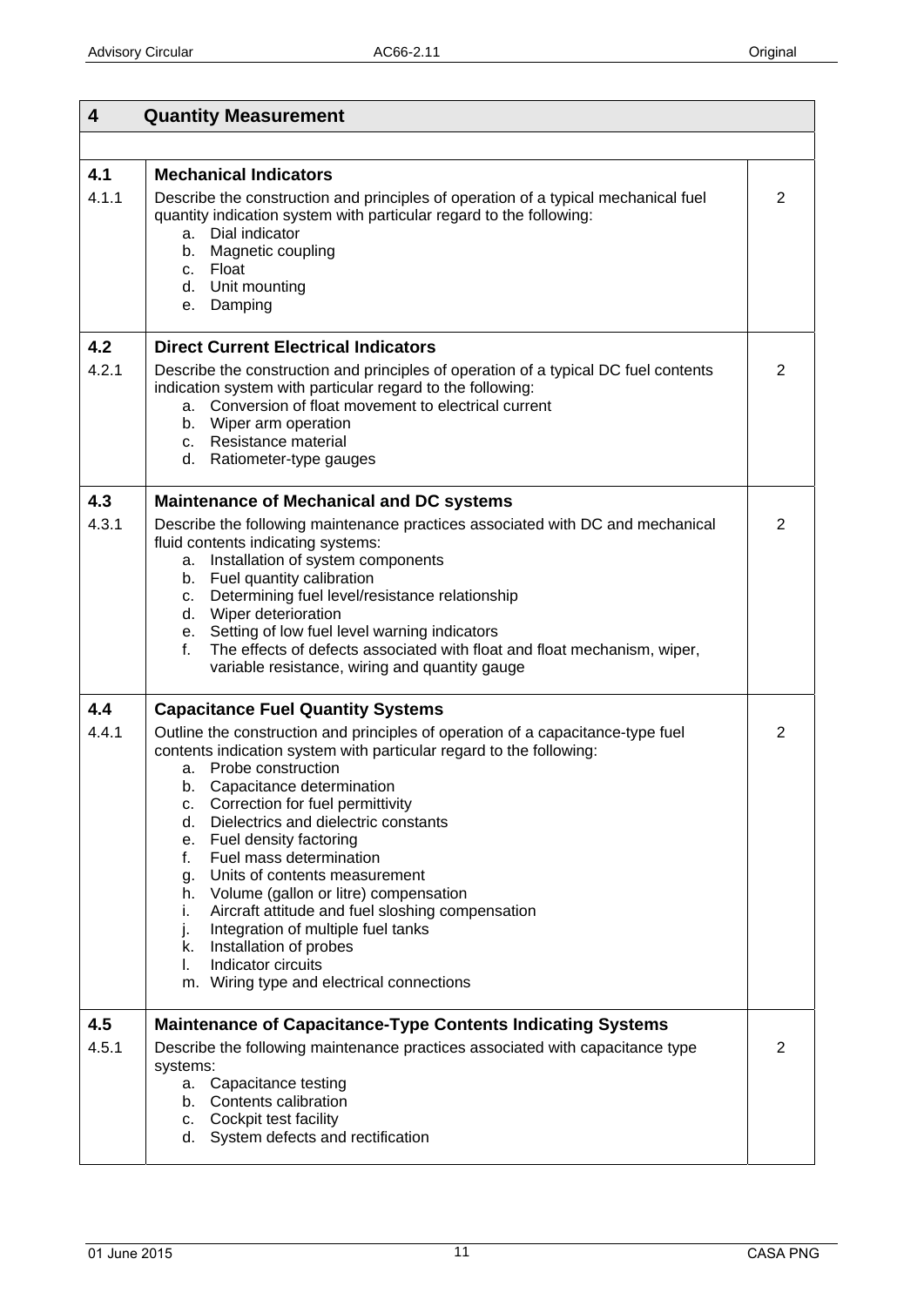| 4 | Quantity Measurement | |
|---|---|---|
| | | |
| **4.1**<br>4.1.1 | **Mechanical Indicators**<br>Describe the construction and principles of operation of a typical mechanical fuel quantity indication system with particular regard to the following:<br>a. Dial indicator<br>b. Magnetic coupling<br>c. Float<br>d. Unit mounting<br>e. Damping | 2 |
| **4.2**<br>4.2.1 | **Direct Current Electrical Indicators**<br>Describe the construction and principles of operation of a typical DC fuel contents indication system with particular regard to the following:<br>a. Conversion of float movement to electrical current<br>b. Wiper arm operation<br>c. Resistance material<br>d. Ratiometer-type gauges | 2 |
| **4.3**<br>4.3.1 | **Maintenance of Mechanical and DC systems**<br>Describe the following maintenance practices associated with DC and mechanical fluid contents indicating systems:<br>a. Installation of system components<br>b. Fuel quantity calibration<br>c. Determining fuel level/resistance relationship<br>d. Wiper deterioration<br>e. Setting of low fuel level warning indicators<br>f. The effects of defects associated with float and float mechanism, wiper, variable resistance, wiring and quantity gauge | 2 |
| **4.4**<br>4.4.1 | **Capacitance Fuel Quantity Systems**<br>Outline the construction and principles of operation of a capacitance-type fuel contents indication system with particular regard to the following:<br>a. Probe construction<br>b. Capacitance determination<br>c. Correction for fuel permittivity<br>d. Dielectrics and dielectric constants<br>e. Fuel density factoring<br>f. Fuel mass determination<br>g. Units of contents measurement<br>h. Volume (gallon or litre) compensation<br>i. Aircraft attitude and fuel sloshing compensation<br>j. Integration of multiple fuel tanks<br>k. Installation of probes<br>l. Indicator circuits<br>m. Wiring type and electrical connections | 2 |
| **4.5**<br>4.5.1 | **Maintenance of Capacitance-Type Contents Indicating Systems**<br>Describe the following maintenance practices associated with capacitance type systems:<br>a. Capacitance testing<br>b. Contents calibration<br>c. Cockpit test facility<br>d. System defects and rectification | 2 |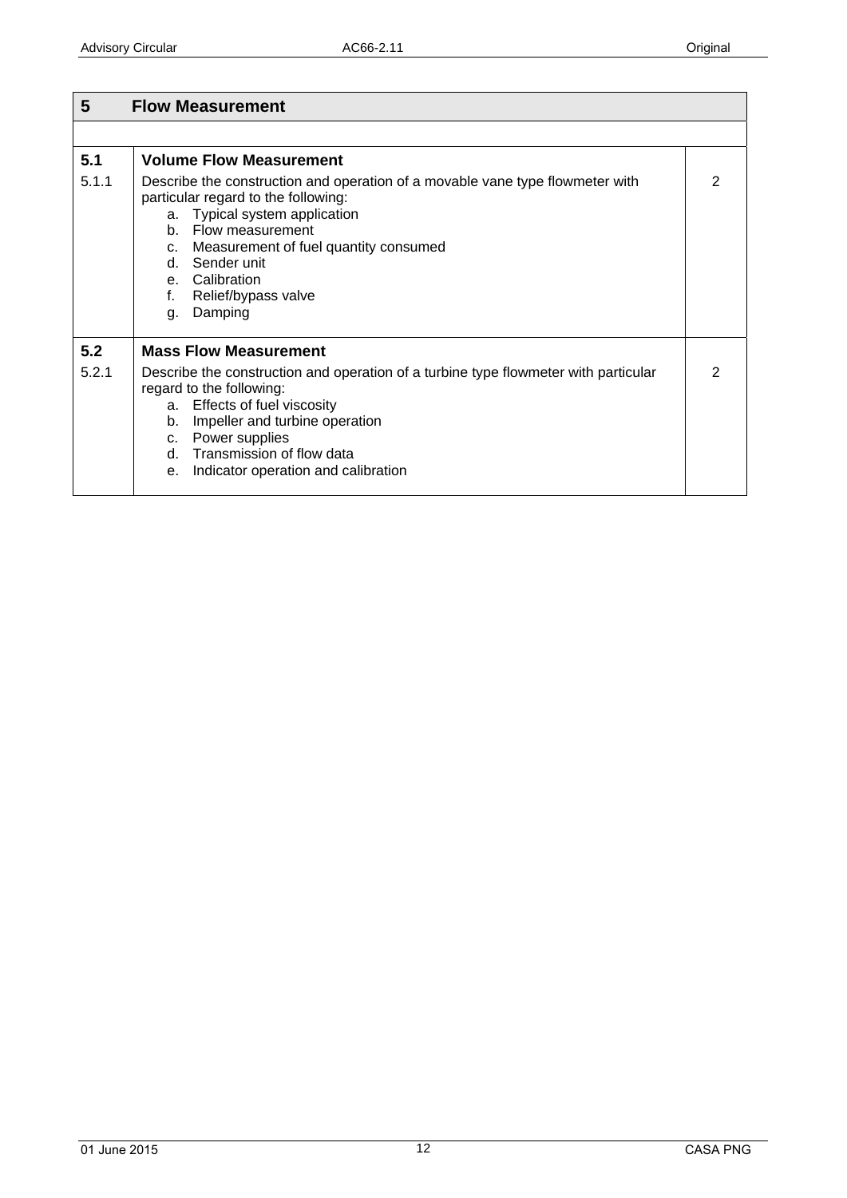| 5 | Flow Measurement | |
|---|---|---|
| | | |
| **5.1** | **Volume Flow Measurement** | |
| 5.1.1 | Describe the construction and operation of a movable vane type flowmeter with particular regard to the following:<br>a. Typical system application<br>b. Flow measurement<br>c. Measurement of fuel quantity consumed<br>d. Sender unit<br>e. Calibration<br>f. Relief/bypass valve<br>g. Damping | 2 |
| **5.2** | **Mass Flow Measurement** | |
| 5.2.1 | Describe the construction and operation of a turbine type flowmeter with particular regard to the following:<br>a. Effects of fuel viscosity<br>b. Impeller and turbine operation<br>c. Power supplies<br>d. Transmission of flow data<br>e. Indicator operation and calibration | 2 |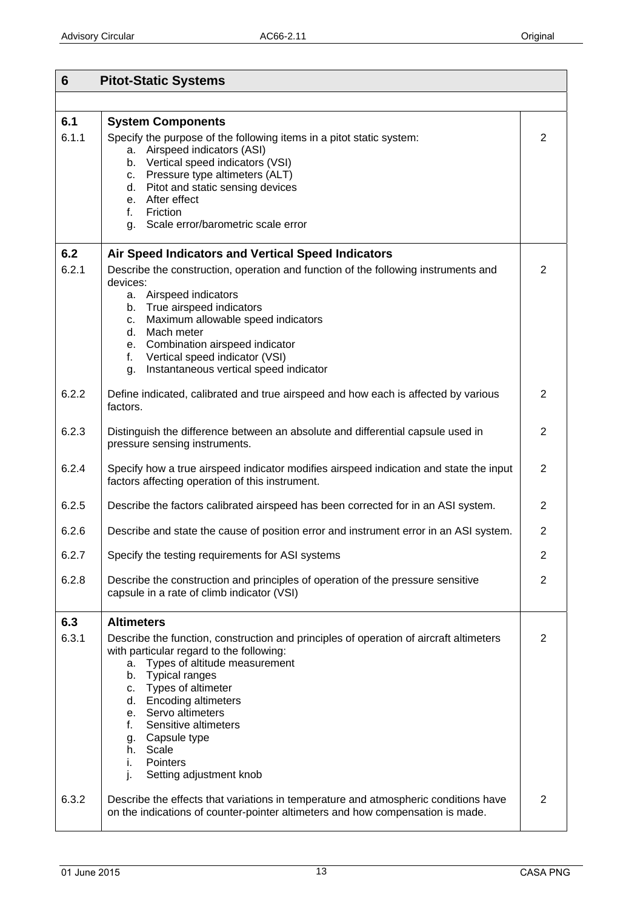| 6 | Pitot-Static Systems | |
|---|---|---|
| | | |
| **6.1** | **System Components** | |
| 6.1.1 | Specify the purpose of the following items in a pitot static system:<br>a. Airspeed indicators (ASI)<br>b. Vertical speed indicators (VSI)<br>c. Pressure type altimeters (ALT)<br>d. Pitot and static sensing devices<br>e. After effect<br>f. Friction<br>g. Scale error/barometric scale error | 2 |
| **6.2** | **Air Speed Indicators and Vertical Speed Indicators** | |
| 6.2.1 | Describe the construction, operation and function of the following instruments and devices:<br>a. Airspeed indicators<br>b. True airspeed indicators<br>c. Maximum allowable speed indicators<br>d. Mach meter<br>e. Combination airspeed indicator<br>f. Vertical speed indicator (VSI)<br>g. Instantaneous vertical speed indicator | 2 |
| 6.2.2 | Define indicated, calibrated and true airspeed and how each is affected by various factors. | 2 |
| 6.2.3 | Distinguish the difference between an absolute and differential capsule used in pressure sensing instruments. | 2 |
| 6.2.4 | Specify how a true airspeed indicator modifies airspeed indication and state the input factors affecting operation of this instrument. | 2 |
| 6.2.5 | Describe the factors calibrated airspeed has been corrected for in an ASI system. | 2 |
| 6.2.6 | Describe and state the cause of position error and instrument error in an ASI system. | 2 |
| 6.2.7 | Specify the testing requirements for ASI systems | 2 |
| 6.2.8 | Describe the construction and principles of operation of the pressure sensitive capsule in a rate of climb indicator (VSI) | 2 |
| **6.3** | **Altimeters** | |
| 6.3.1 | Describe the function, construction and principles of operation of aircraft altimeters with particular regard to the following:<br>a. Types of altitude measurement<br>b. Typical ranges<br>c. Types of altimeter<br>d. Encoding altimeters<br>e. Servo altimeters<br>f. Sensitive altimeters<br>g. Capsule type<br>h. Scale<br>i. Pointers<br>j. Setting adjustment knob | 2 |
| 6.3.2 | Describe the effects that variations in temperature and atmospheric conditions have on the indications of counter-pointer altimeters and how compensation is made. | 2 |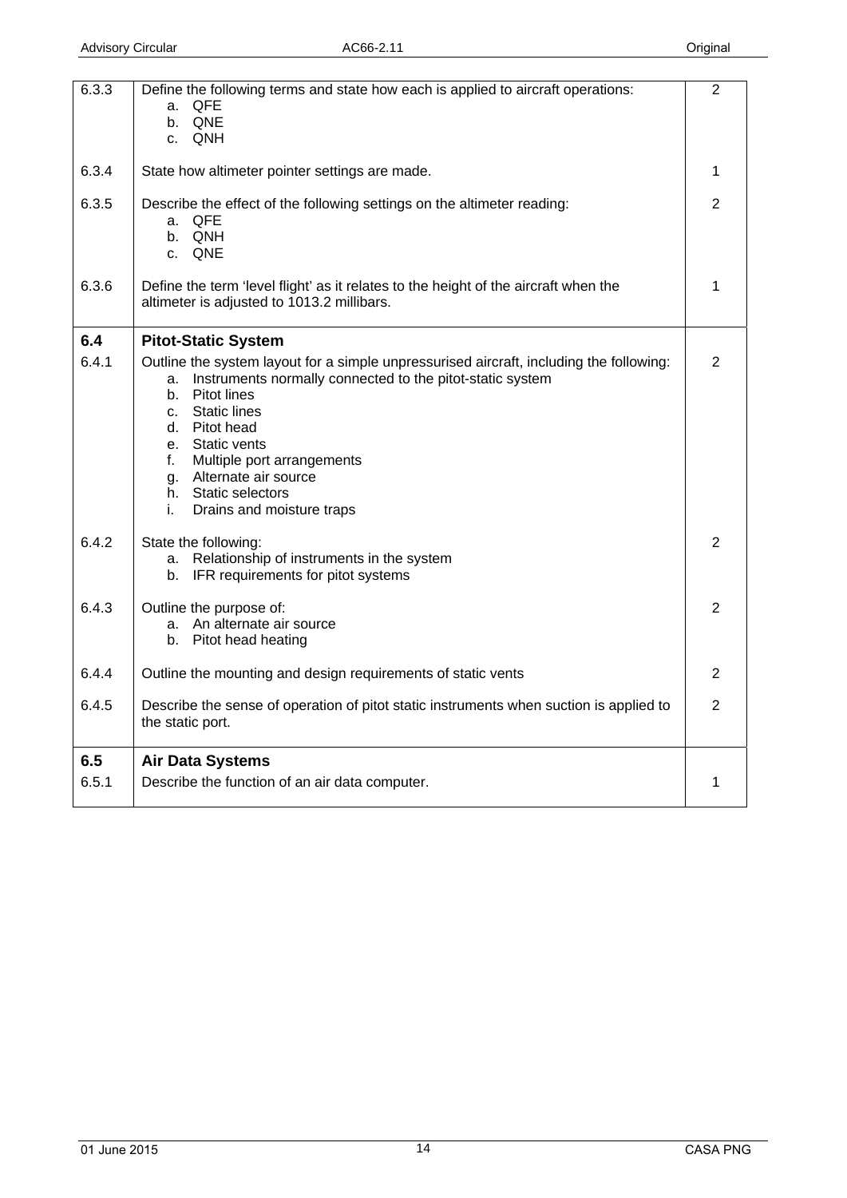| | | |
|---|---|---|
| 6.3.3 | Define the following terms and state how each is applied to aircraft operations:<br>a. QFE<br>b. QNE<br>c. QNH | 2 |
| 6.3.4 | State how altimeter pointer settings are made. | 1 |
| 6.3.5 | Describe the effect of the following settings on the altimeter reading:<br>a. QFE<br>b. QNH<br>c. QNE | 2 |
| 6.3.6 | Define the term 'level flight' as it relates to the height of the aircraft when the altimeter is adjusted to 1013.2 millibars. | 1 |
| **6.4** | **Pitot-Static System** | |
| 6.4.1 | Outline the system layout for a simple unpressurised aircraft, including the following:<br>a. Instruments normally connected to the pitot-static system<br>b. Pitot lines<br>c. Static lines<br>d. Pitot head<br>e. Static vents<br>f. Multiple port arrangements<br>g. Alternate air source<br>h. Static selectors<br>i. Drains and moisture traps | 2 |
| 6.4.2 | State the following:<br>a. Relationship of instruments in the system<br>b. IFR requirements for pitot systems | 2 |
| 6.4.3 | Outline the purpose of:<br>a. An alternate air source<br>b. Pitot head heating | 2 |
| 6.4.4 | Outline the mounting and design requirements of static vents | 2 |
| 6.4.5 | Describe the sense of operation of pitot static instruments when suction is applied to the static port. | 2 |
| **6.5** | **Air Data Systems** | |
| 6.5.1 | Describe the function of an air data computer. | 1 |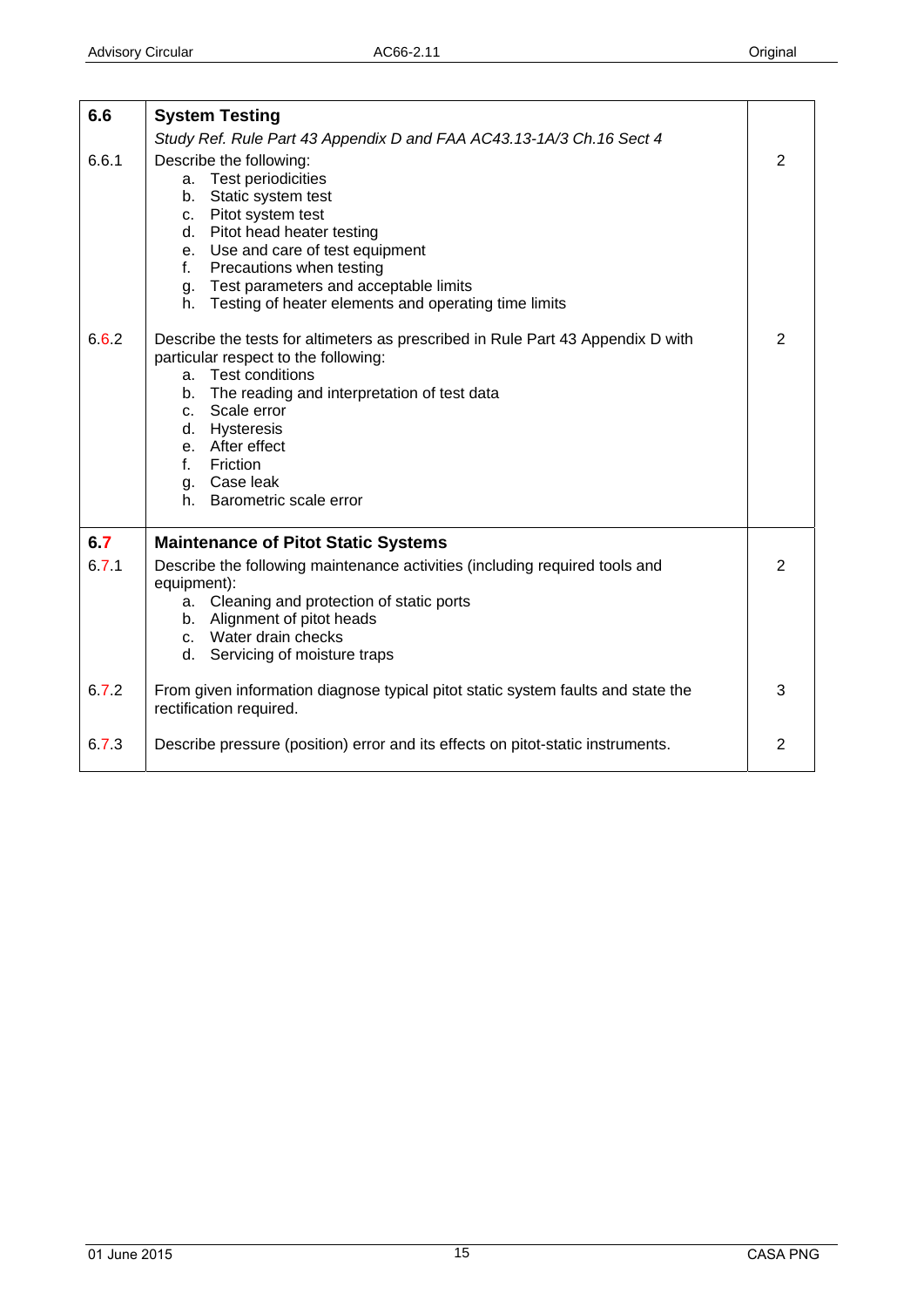| | | |
|---|---|---|
| **6.6** | **System Testing** | |
| | *Study Ref. Rule Part 43 Appendix D and FAA AC43.13-1A/3 Ch.16 Sect 4* | |
| 6.6.1 | Describe the following:<br>a. Test periodicities<br>b. Static system test<br>c. Pitot system test<br>d. Pitot head heater testing<br>e. Use and care of test equipment<br>f. Precautions when testing<br>g. Test parameters and acceptable limits<br>h. Testing of heater elements and operating time limits | 2 |
| 6.6.2 | Describe the tests for altimeters as prescribed in Rule Part 43 Appendix D with particular respect to the following:<br>a. Test conditions<br>b. The reading and interpretation of test data<br>c. Scale error<br>d. Hysteresis<br>e. After effect<br>f. Friction<br>g. Case leak<br>h. Barometric scale error | 2 |
| **6.7** | **Maintenance of Pitot Static Systems** | |
| 6.7.1 | Describe the following maintenance activities (including required tools and equipment):<br>a. Cleaning and protection of static ports<br>b. Alignment of pitot heads<br>c. Water drain checks<br>d. Servicing of moisture traps | 2 |
| 6.7.2 | From given information diagnose typical pitot static system faults and state the rectification required. | 3 |
| 6.7.3 | Describe pressure (position) error and its effects on pitot-static instruments. | 2 |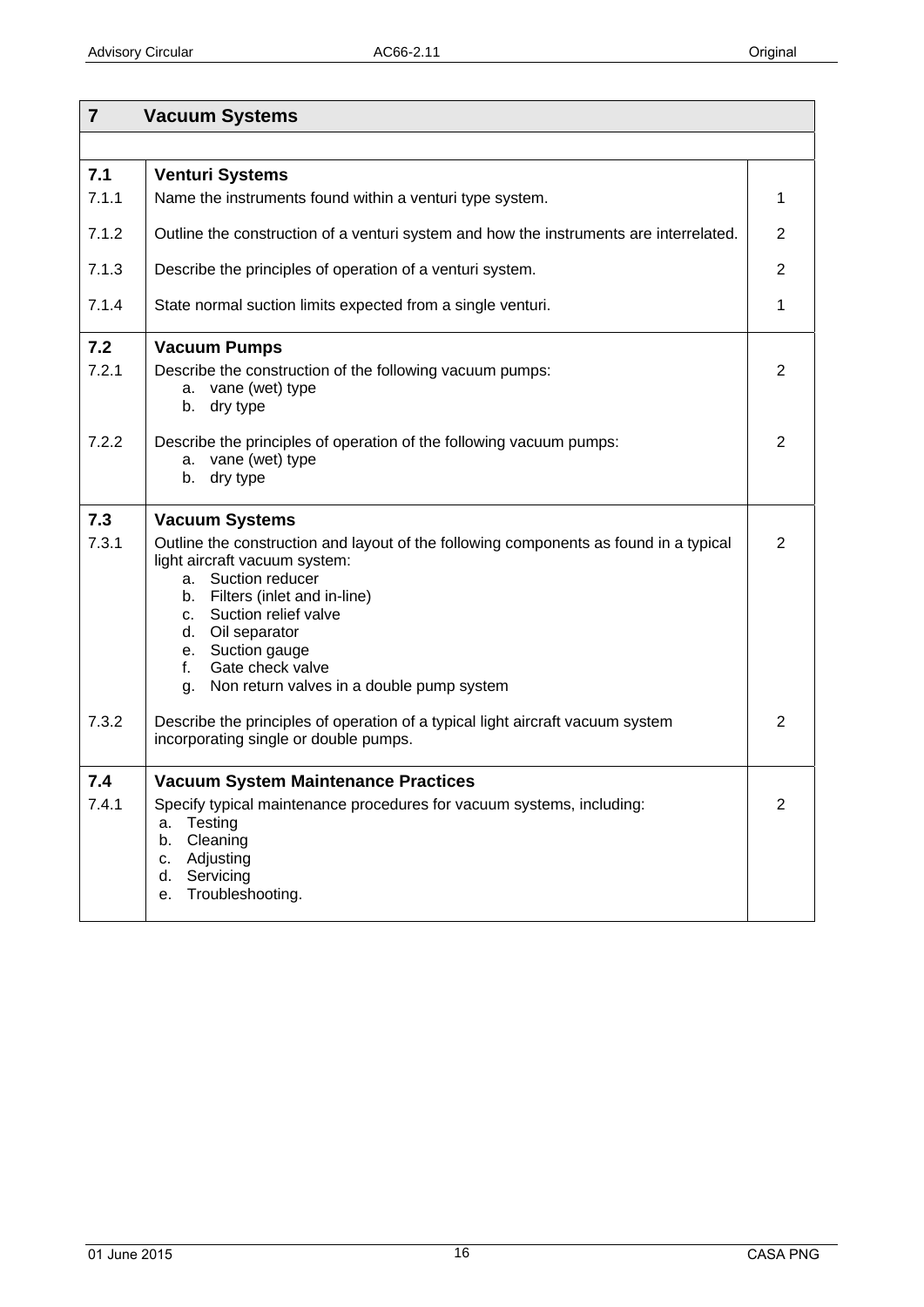| 7 | Vacuum Systems | |
|---|---|---|
| **7.1** | **Venturi Systems** | |
| 7.1.1 | Name the instruments found within a venturi type system. | 1 |
| 7.1.2 | Outline the construction of a venturi system and how the instruments are interrelated. | 2 |
| 7.1.3 | Describe the principles of operation of a venturi system. | 2 |
| 7.1.4 | State normal suction limits expected from a single venturi. | 1 |
| **7.2** | **Vacuum Pumps** | |
| 7.2.1 | Describe the construction of the following vacuum pumps:<br>a. vane (wet) type<br>b. dry type | 2 |
| 7.2.2 | Describe the principles of operation of the following vacuum pumps:<br>a. vane (wet) type<br>b. dry type | 2 |
| **7.3** | **Vacuum Systems** | |
| 7.3.1 | Outline the construction and layout of the following components as found in a typical light aircraft vacuum system:<br>a. Suction reducer<br>b. Filters (inlet and in-line)<br>c. Suction relief valve<br>d. Oil separator<br>e. Suction gauge<br>f. Gate check valve<br>g. Non return valves in a double pump system | 2 |
| 7.3.2 | Describe the principles of operation of a typical light aircraft vacuum system incorporating single or double pumps. | 2 |
| **7.4** | **Vacuum System Maintenance Practices** | |
| 7.4.1 | Specify typical maintenance procedures for vacuum systems, including:<br>a. Testing<br>b. Cleaning<br>c. Adjusting<br>d. Servicing<br>e. Troubleshooting. | 2 |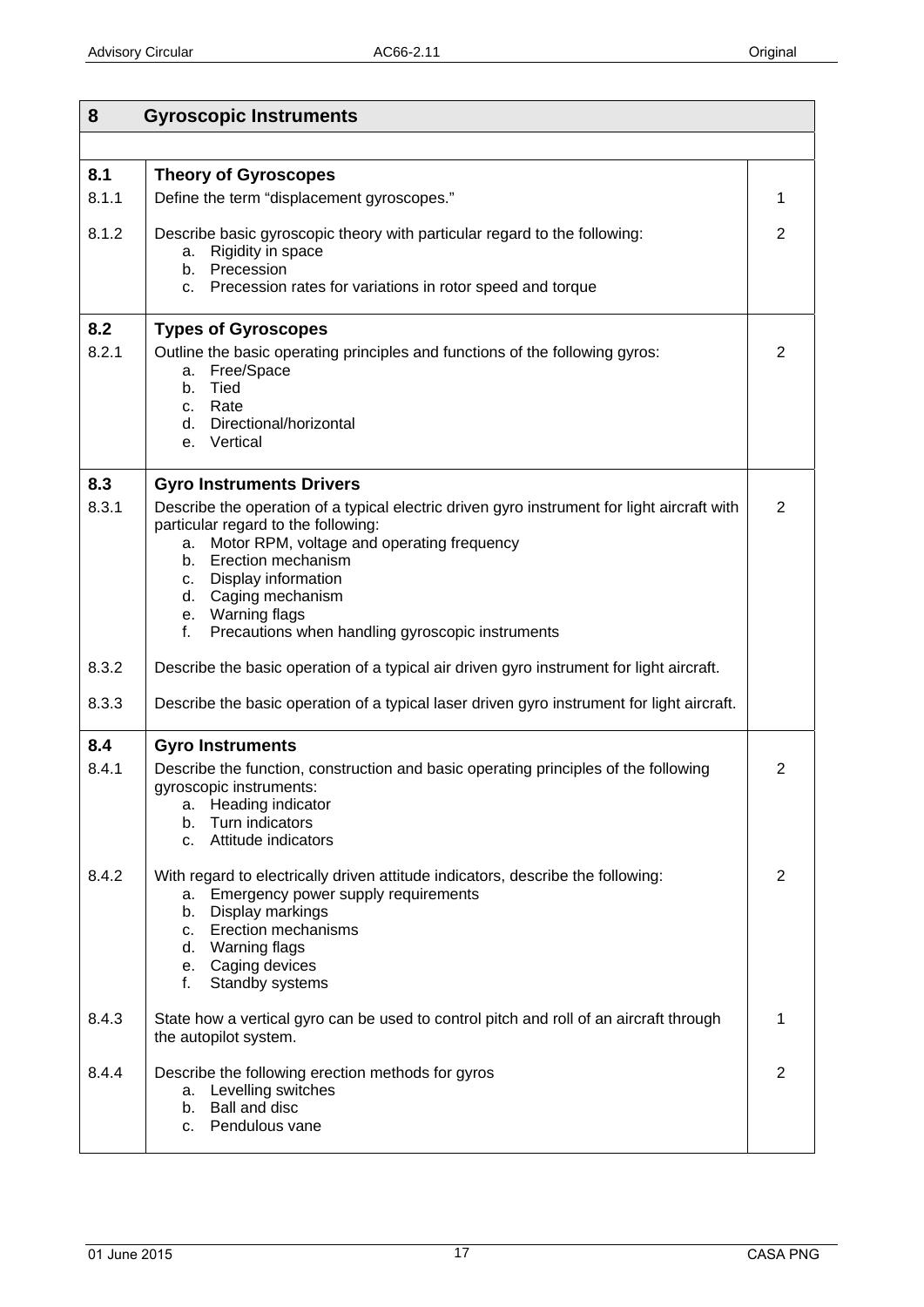| 8 | Gyroscopic Instruments | |
|---|---|---|
| | | |
| **8.1** | **Theory of Gyroscopes** | |
| 8.1.1 | Define the term "displacement gyroscopes." | 1 |
| 8.1.2 | Describe basic gyroscopic theory with particular regard to the following:<br>a. Rigidity in space<br>b. Precession<br>c. Precession rates for variations in rotor speed and torque | 2 |
| **8.2** | **Types of Gyroscopes** | |
| 8.2.1 | Outline the basic operating principles and functions of the following gyros:<br>a. Free/Space<br>b. Tied<br>c. Rate<br>d. Directional/horizontal<br>e. Vertical | 2 |
| **8.3** | **Gyro Instruments Drivers** | |
| 8.3.1 | Describe the operation of a typical electric driven gyro instrument for light aircraft with particular regard to the following:<br>a. Motor RPM, voltage and operating frequency<br>b. Erection mechanism<br>c. Display information<br>d. Caging mechanism<br>e. Warning flags<br>f. Precautions when handling gyroscopic instruments | 2 |
| 8.3.2 | Describe the basic operation of a typical air driven gyro instrument for light aircraft. | |
| 8.3.3 | Describe the basic operation of a typical laser driven gyro instrument for light aircraft. | |
| **8.4** | **Gyro Instruments** | |
| 8.4.1 | Describe the function, construction and basic operating principles of the following gyroscopic instruments:<br>a. Heading indicator<br>b. Turn indicators<br>c. Attitude indicators | 2 |
| 8.4.2 | With regard to electrically driven attitude indicators, describe the following:<br>a. Emergency power supply requirements<br>b. Display markings<br>c. Erection mechanisms<br>d. Warning flags<br>e. Caging devices<br>f. Standby systems | 2 |
| 8.4.3 | State how a vertical gyro can be used to control pitch and roll of an aircraft through the autopilot system. | 1 |
| 8.4.4 | Describe the following erection methods for gyros<br>a. Levelling switches<br>b. Ball and disc<br>c. Pendulous vane | 2 |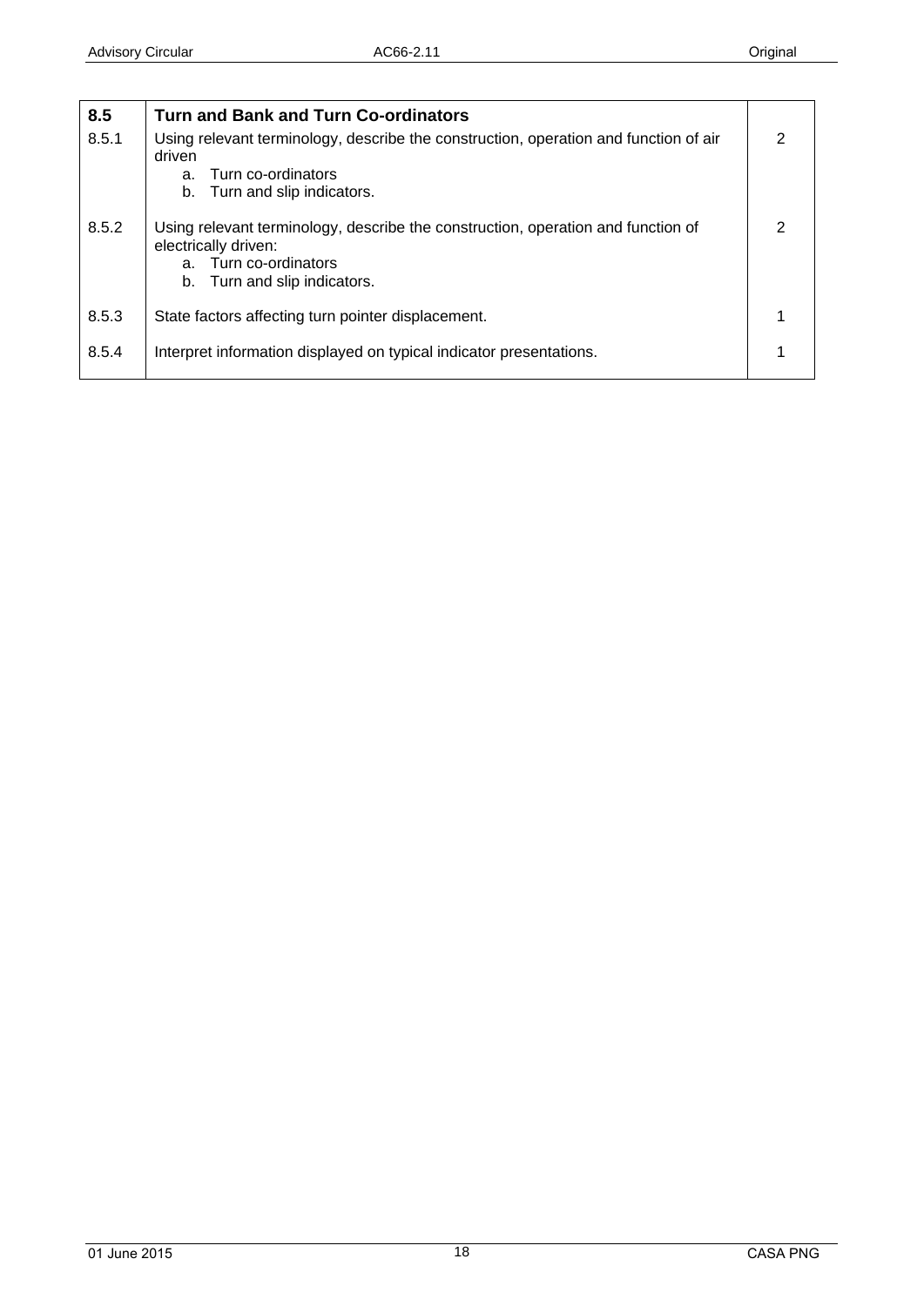| **8.5** | **Turn and Bank and Turn Co-ordinators** | |
|---|---|---|
| 8.5.1 | Using relevant terminology, describe the construction, operation and function of air driven<br>a. Turn co-ordinators<br>b. Turn and slip indicators. | 2 |
| 8.5.2 | Using relevant terminology, describe the construction, operation and function of electrically driven:<br>a. Turn co-ordinators<br>b. Turn and slip indicators. | 2 |
| 8.5.3 | State factors affecting turn pointer displacement. | 1 |
| 8.5.4 | Interpret information displayed on typical indicator presentations. | 1 |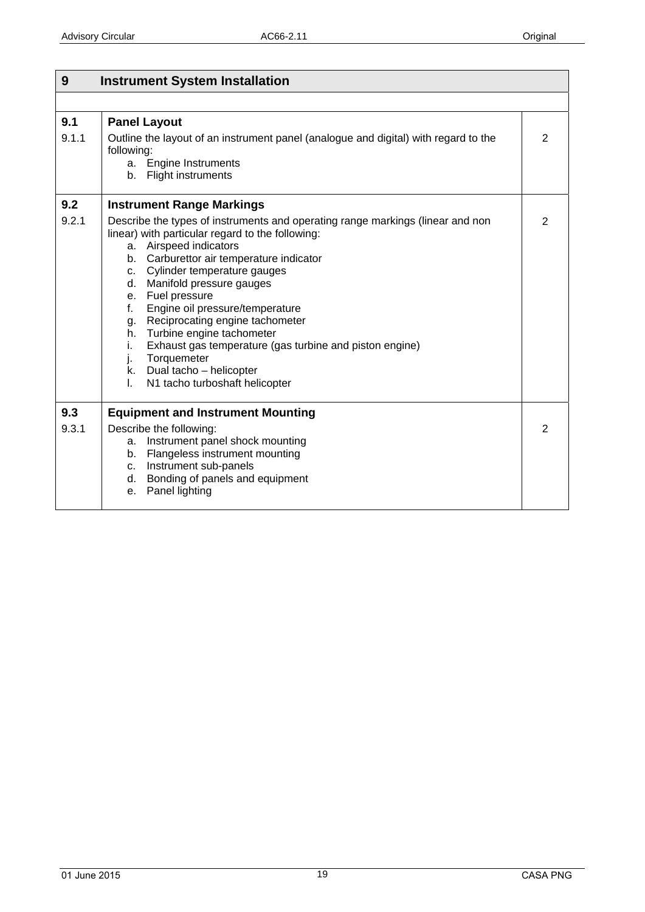| 9 | Instrument System Installation | |
|---|---|---|
| | | |
| **9.1** | **Panel Layout** | |
| 9.1.1 | Outline the layout of an instrument panel (analogue and digital) with regard to the following:<br>a. Engine Instruments<br>b. Flight instruments | 2 |
| **9.2** | **Instrument Range Markings** | |
| 9.2.1 | Describe the types of instruments and operating range markings (linear and non linear) with particular regard to the following:<br>a. Airspeed indicators<br>b. Carburettor air temperature indicator<br>c. Cylinder temperature gauges<br>d. Manifold pressure gauges<br>e. Fuel pressure<br>f. Engine oil pressure/temperature<br>g. Reciprocating engine tachometer<br>h. Turbine engine tachometer<br>i. Exhaust gas temperature (gas turbine and piston engine)<br>j. Torquemeter<br>k. Dual tacho – helicopter<br>l. N1 tacho turboshaft helicopter | 2 |
| **9.3** | **Equipment and Instrument Mounting** | |
| 9.3.1 | Describe the following:<br>a. Instrument panel shock mounting<br>b. Flangeless instrument mounting<br>c. Instrument sub-panels<br>d. Bonding of panels and equipment<br>e. Panel lighting | 2 |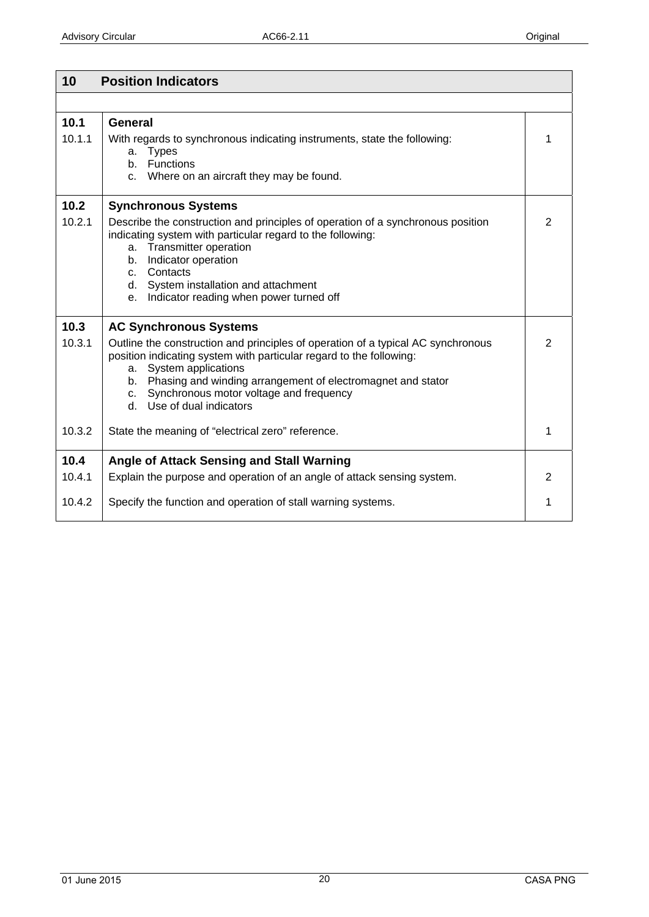## 10 Position Indicators

| | | |
|---|---|---|
| **10.1** | **General** | |
| 10.1.1 | With regards to synchronous indicating instruments, state the following:<br>a. Types<br>b. Functions<br>c. Where on an aircraft they may be found. | 1 |
| **10.2** | **Synchronous Systems** | |
| 10.2.1 | Describe the construction and principles of operation of a synchronous position indicating system with particular regard to the following:<br>a. Transmitter operation<br>b. Indicator operation<br>c. Contacts<br>d. System installation and attachment<br>e. Indicator reading when power turned off | 2 |
| **10.3** | **AC Synchronous Systems** | |
| 10.3.1 | Outline the construction and principles of operation of a typical AC synchronous position indicating system with particular regard to the following:<br>a. System applications<br>b. Phasing and winding arrangement of electromagnet and stator<br>c. Synchronous motor voltage and frequency<br>d. Use of dual indicators | 2 |
| 10.3.2 | State the meaning of "electrical zero" reference. | 1 |
| **10.4** | **Angle of Attack Sensing and Stall Warning** | |
| 10.4.1 | Explain the purpose and operation of an angle of attack sensing system. | 2 |
| 10.4.2 | Specify the function and operation of stall warning systems. | 1 |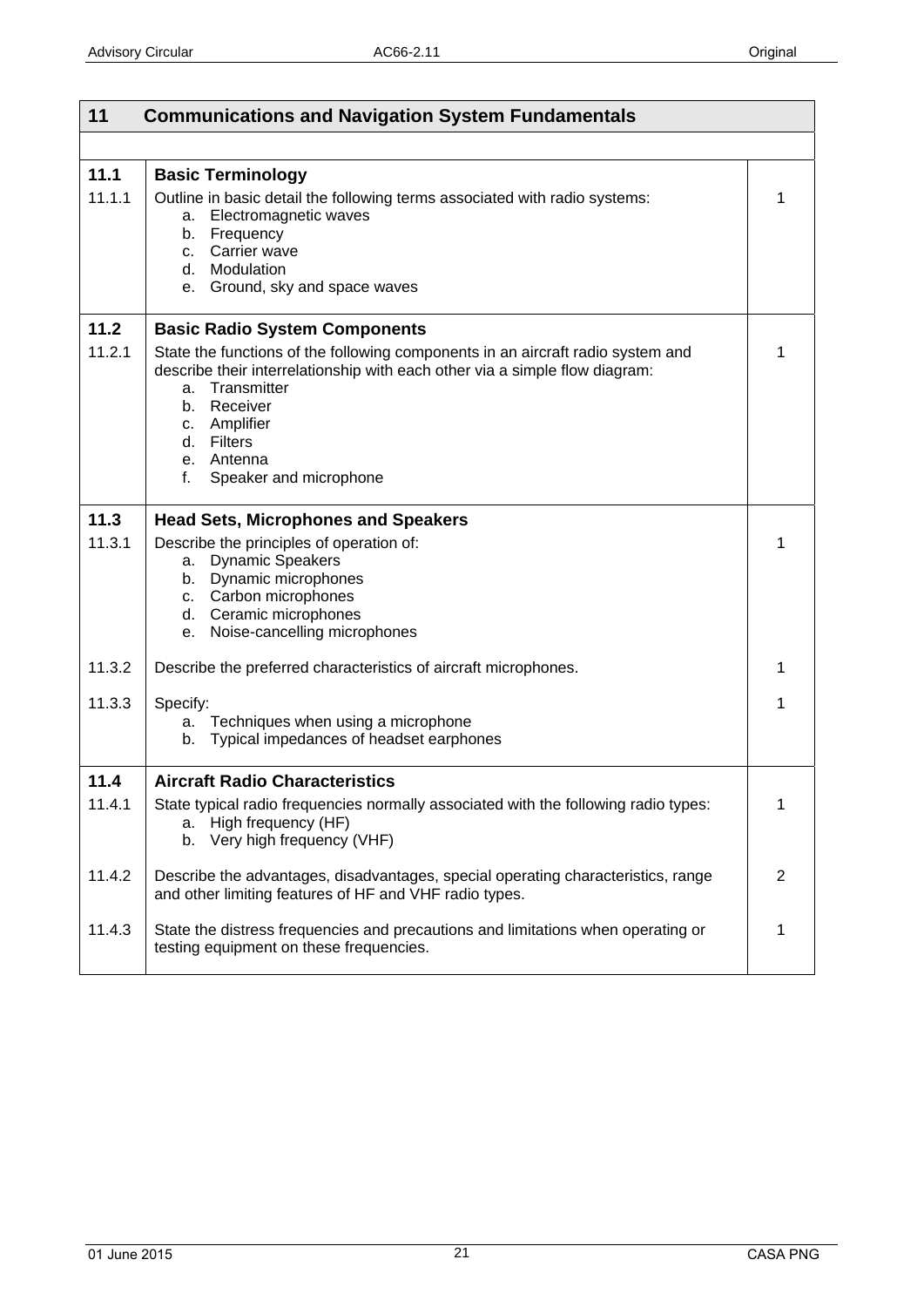| 11 | Communications and Navigation System Fundamentals | |
|---|---|---|
| **11.1** | **Basic Terminology** | |
| 11.1.1 | Outline in basic detail the following terms associated with radio systems:<br>a. Electromagnetic waves<br>b. Frequency<br>c. Carrier wave<br>d. Modulation<br>e. Ground, sky and space waves | 1 |
| **11.2** | **Basic Radio System Components** | |
| 11.2.1 | State the functions of the following components in an aircraft radio system and describe their interrelationship with each other via a simple flow diagram:<br>a. Transmitter<br>b. Receiver<br>c. Amplifier<br>d. Filters<br>e. Antenna<br>f. Speaker and microphone | 1 |
| **11.3** | **Head Sets, Microphones and Speakers** | |
| 11.3.1 | Describe the principles of operation of:<br>a. Dynamic Speakers<br>b. Dynamic microphones<br>c. Carbon microphones<br>d. Ceramic microphones<br>e. Noise-cancelling microphones | 1 |
| 11.3.2 | Describe the preferred characteristics of aircraft microphones. | 1 |
| 11.3.3 | Specify:<br>a. Techniques when using a microphone<br>b. Typical impedances of headset earphones | 1 |
| **11.4** | **Aircraft Radio Characteristics** | |
| 11.4.1 | State typical radio frequencies normally associated with the following radio types:<br>a. High frequency (HF)<br>b. Very high frequency (VHF) | 1 |
| 11.4.2 | Describe the advantages, disadvantages, special operating characteristics, range and other limiting features of HF and VHF radio types. | 2 |
| 11.4.3 | State the distress frequencies and precautions and limitations when operating or testing equipment on these frequencies. | 1 |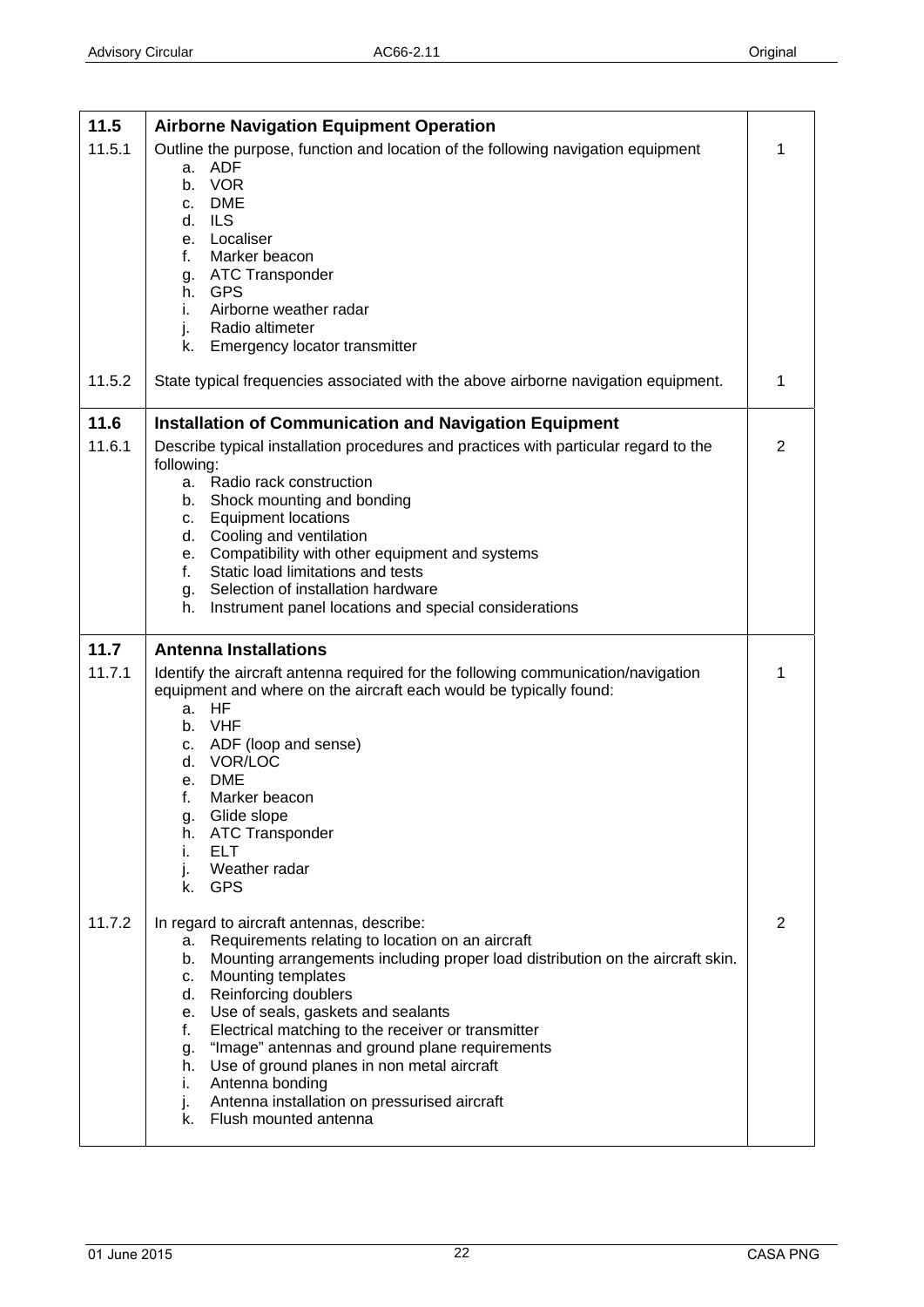| | | |
|---|---|---|
| **11.5** | **Airborne Navigation Equipment Operation** | |
| 11.5.1 | Outline the purpose, function and location of the following navigation equipment<br>a. ADF<br>b. VOR<br>c. DME<br>d. ILS<br>e. Localiser<br>f. Marker beacon<br>g. ATC Transponder<br>h. GPS<br>i. Airborne weather radar<br>j. Radio altimeter<br>k. Emergency locator transmitter | 1 |
| 11.5.2 | State typical frequencies associated with the above airborne navigation equipment. | 1 |
| **11.6** | **Installation of Communication and Navigation Equipment** | |
| 11.6.1 | Describe typical installation procedures and practices with particular regard to the following:<br>a. Radio rack construction<br>b. Shock mounting and bonding<br>c. Equipment locations<br>d. Cooling and ventilation<br>e. Compatibility with other equipment and systems<br>f. Static load limitations and tests<br>g. Selection of installation hardware<br>h. Instrument panel locations and special considerations | 2 |
| **11.7** | **Antenna Installations** | |
| 11.7.1 | Identify the aircraft antenna required for the following communication/navigation equipment and where on the aircraft each would be typically found:<br>a. HF<br>b. VHF<br>c. ADF (loop and sense)<br>d. VOR/LOC<br>e. DME<br>f. Marker beacon<br>g. Glide slope<br>h. ATC Transponder<br>i. ELT<br>j. Weather radar<br>k. GPS | 1 |
| 11.7.2 | In regard to aircraft antennas, describe:<br>a. Requirements relating to location on an aircraft<br>b. Mounting arrangements including proper load distribution on the aircraft skin.<br>c. Mounting templates<br>d. Reinforcing doublers<br>e. Use of seals, gaskets and sealants<br>f. Electrical matching to the receiver or transmitter<br>g. "Image" antennas and ground plane requirements<br>h. Use of ground planes in non metal aircraft<br>i. Antenna bonding<br>j. Antenna installation on pressurised aircraft<br>k. Flush mounted antenna | 2 |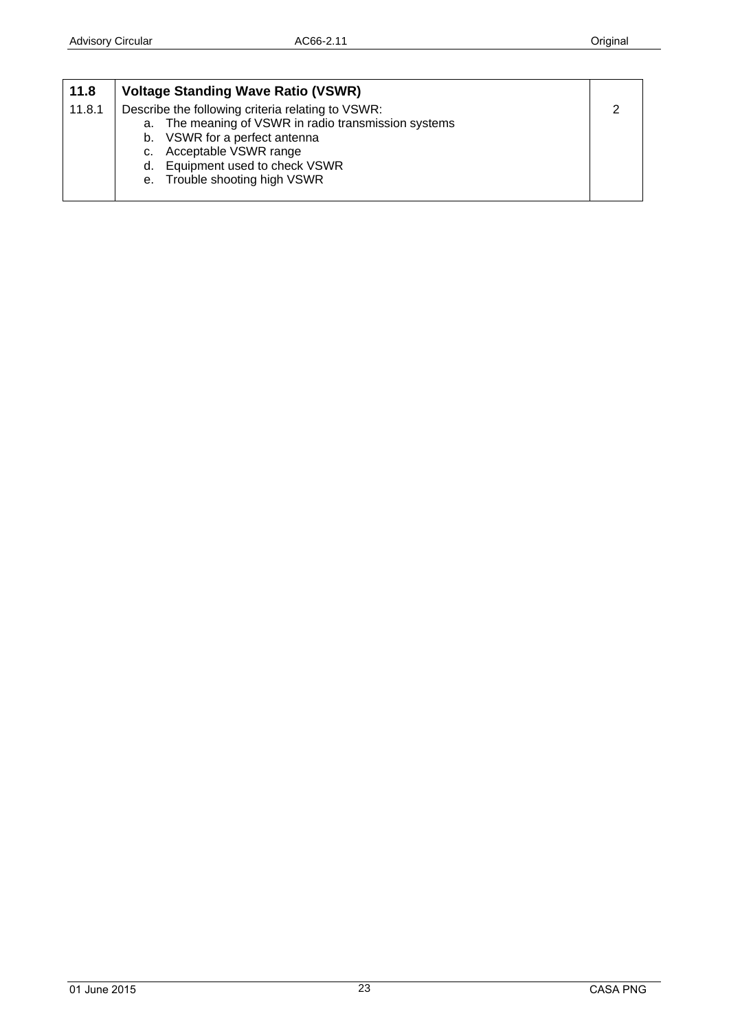| 11.8 | **Voltage Standing Wave Ratio (VSWR)** | |
|---|---|---|
| 11.8.1 | Describe the following criteria relating to VSWR:<br>a. The meaning of VSWR in radio transmission systems<br>b. VSWR for a perfect antenna<br>c. Acceptable VSWR range<br>d. Equipment used to check VSWR<br>e. Trouble shooting high VSWR | 2 |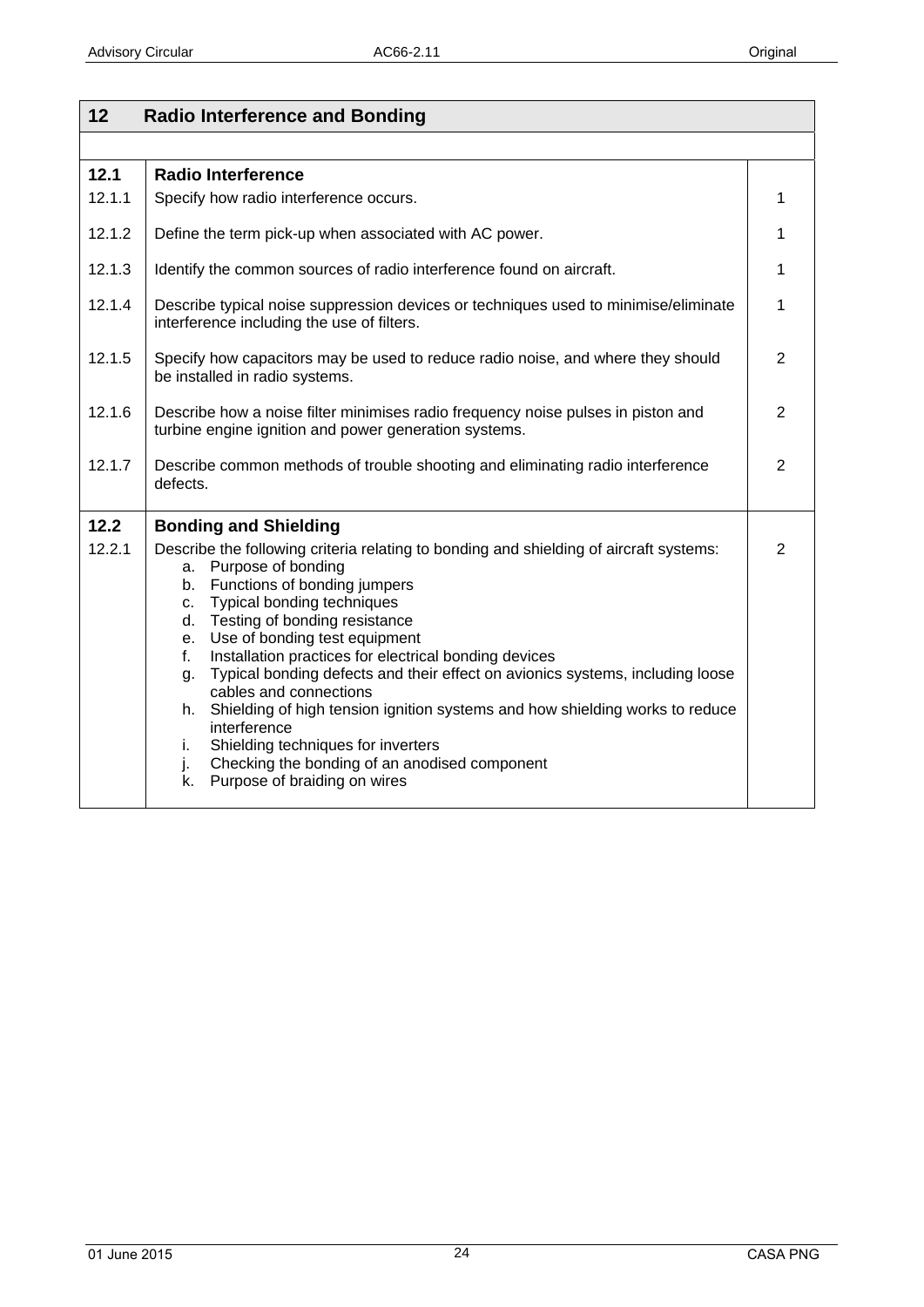| 12 | Radio Interference and Bonding | |
|---|---|---|
| **12.1** | **Radio Interference** | |
| 12.1.1 | Specify how radio interference occurs. | 1 |
| 12.1.2 | Define the term pick-up when associated with AC power. | 1 |
| 12.1.3 | Identify the common sources of radio interference found on aircraft. | 1 |
| 12.1.4 | Describe typical noise suppression devices or techniques used to minimise/eliminate interference including the use of filters. | 1 |
| 12.1.5 | Specify how capacitors may be used to reduce radio noise, and where they should be installed in radio systems. | 2 |
| 12.1.6 | Describe how a noise filter minimises radio frequency noise pulses in piston and turbine engine ignition and power generation systems. | 2 |
| 12.1.7 | Describe common methods of trouble shooting and eliminating radio interference defects. | 2 |
| **12.2** | **Bonding and Shielding** | |
| 12.2.1 | Describe the following criteria relating to bonding and shielding of aircraft systems:<br>a. Purpose of bonding<br>b. Functions of bonding jumpers<br>c. Typical bonding techniques<br>d. Testing of bonding resistance<br>e. Use of bonding test equipment<br>f. Installation practices for electrical bonding devices<br>g. Typical bonding defects and their effect on avionics systems, including loose cables and connections<br>h. Shielding of high tension ignition systems and how shielding works to reduce interference<br>i. Shielding techniques for inverters<br>j. Checking the bonding of an anodised component<br>k. Purpose of braiding on wires | 2 |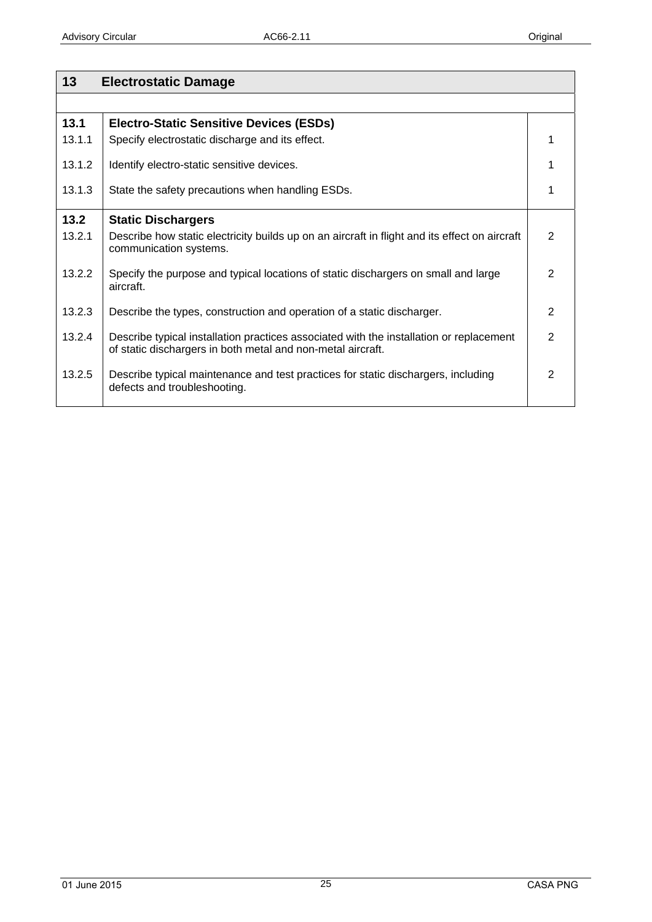| 13 | Electrostatic Damage | |
|---|---|---|
| | | |
| **13.1** | **Electro-Static Sensitive Devices (ESDs)** | |
| 13.1.1 | Specify electrostatic discharge and its effect. | 1 |
| 13.1.2 | Identify electro-static sensitive devices. | 1 |
| 13.1.3 | State the safety precautions when handling ESDs. | 1 |
| **13.2** | **Static Dischargers** | |
| 13.2.1 | Describe how static electricity builds up on an aircraft in flight and its effect on aircraft communication systems. | 2 |
| 13.2.2 | Specify the purpose and typical locations of static dischargers on small and large aircraft. | 2 |
| 13.2.3 | Describe the types, construction and operation of a static discharger. | 2 |
| 13.2.4 | Describe typical installation practices associated with the installation or replacement of static dischargers in both metal and non-metal aircraft. | 2 |
| 13.2.5 | Describe typical maintenance and test practices for static dischargers, including defects and troubleshooting. | 2 |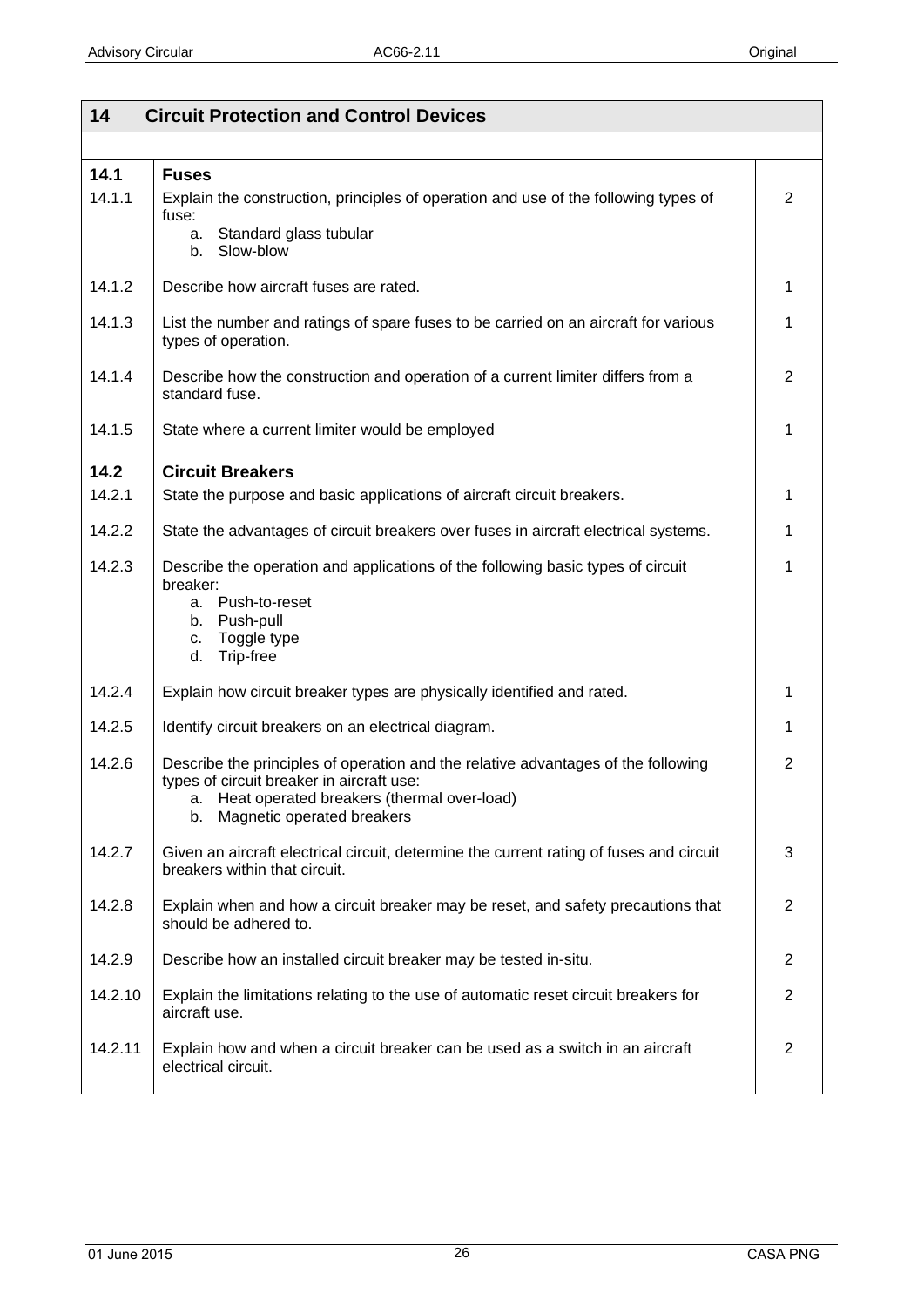| 14 | Circuit Protection and Control Devices | |
|---|---|---|
| | | |
| **14.1** | **Fuses** | |
| 14.1.1 | Explain the construction, principles of operation and use of the following types of fuse:<br>a. Standard glass tubular<br>b. Slow-blow | 2 |
| 14.1.2 | Describe how aircraft fuses are rated. | 1 |
| 14.1.3 | List the number and ratings of spare fuses to be carried on an aircraft for various types of operation. | 1 |
| 14.1.4 | Describe how the construction and operation of a current limiter differs from a standard fuse. | 2 |
| 14.1.5 | State where a current limiter would be employed | 1 |
| **14.2** | **Circuit Breakers** | |
| 14.2.1 | State the purpose and basic applications of aircraft circuit breakers. | 1 |
| 14.2.2 | State the advantages of circuit breakers over fuses in aircraft electrical systems. | 1 |
| 14.2.3 | Describe the operation and applications of the following basic types of circuit breaker:<br>a. Push-to-reset<br>b. Push-pull<br>c. Toggle type<br>d. Trip-free | 1 |
| 14.2.4 | Explain how circuit breaker types are physically identified and rated. | 1 |
| 14.2.5 | Identify circuit breakers on an electrical diagram. | 1 |
| 14.2.6 | Describe the principles of operation and the relative advantages of the following types of circuit breaker in aircraft use:<br>a. Heat operated breakers (thermal over-load)<br>b. Magnetic operated breakers | 2 |
| 14.2.7 | Given an aircraft electrical circuit, determine the current rating of fuses and circuit breakers within that circuit. | 3 |
| 14.2.8 | Explain when and how a circuit breaker may be reset, and safety precautions that should be adhered to. | 2 |
| 14.2.9 | Describe how an installed circuit breaker may be tested in-situ. | 2 |
| 14.2.10 | Explain the limitations relating to the use of automatic reset circuit breakers for aircraft use. | 2 |
| 14.2.11 | Explain how and when a circuit breaker can be used as a switch in an aircraft electrical circuit. | 2 |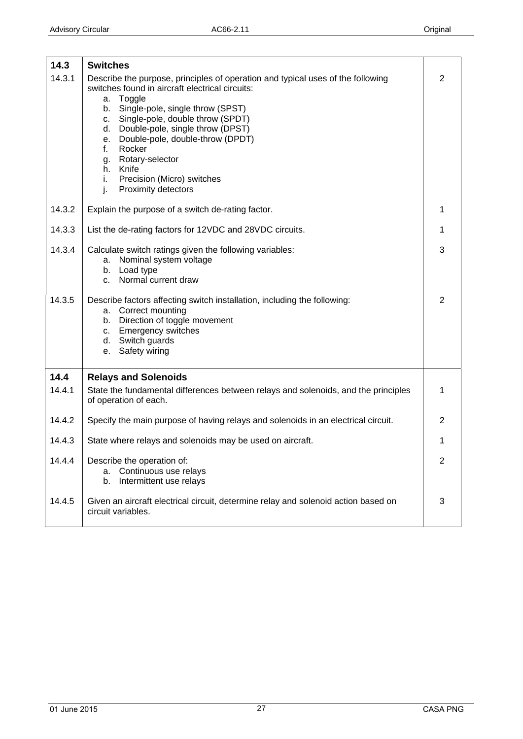| | | |
|---|---|---|
| **14.3** | **Switches** | |
| 14.3.1 | Describe the purpose, principles of operation and typical uses of the following switches found in aircraft electrical circuits:<br>a. Toggle<br>b. Single-pole, single throw (SPST)<br>c. Single-pole, double throw (SPDT)<br>d. Double-pole, single throw (DPST)<br>e. Double-pole, double-throw (DPDT)<br>f. Rocker<br>g. Rotary-selector<br>h. Knife<br>i. Precision (Micro) switches<br>j. Proximity detectors | 2 |
| 14.3.2 | Explain the purpose of a switch de-rating factor. | 1 |
| 14.3.3 | List the de-rating factors for 12VDC and 28VDC circuits. | 1 |
| 14.3.4 | Calculate switch ratings given the following variables:<br>a. Nominal system voltage<br>b. Load type<br>c. Normal current draw | 3 |
| 14.3.5 | Describe factors affecting switch installation, including the following:<br>a. Correct mounting<br>b. Direction of toggle movement<br>c. Emergency switches<br>d. Switch guards<br>e. Safety wiring | 2 |
| **14.4** | **Relays and Solenoids** | |
| 14.4.1 | State the fundamental differences between relays and solenoids, and the principles of operation of each. | 1 |
| 14.4.2 | Specify the main purpose of having relays and solenoids in an electrical circuit. | 2 |
| 14.4.3 | State where relays and solenoids may be used on aircraft. | 1 |
| 14.4.4 | Describe the operation of:<br>a. Continuous use relays<br>b. Intermittent use relays | 2 |
| 14.4.5 | Given an aircraft electrical circuit, determine relay and solenoid action based on circuit variables. | 3 |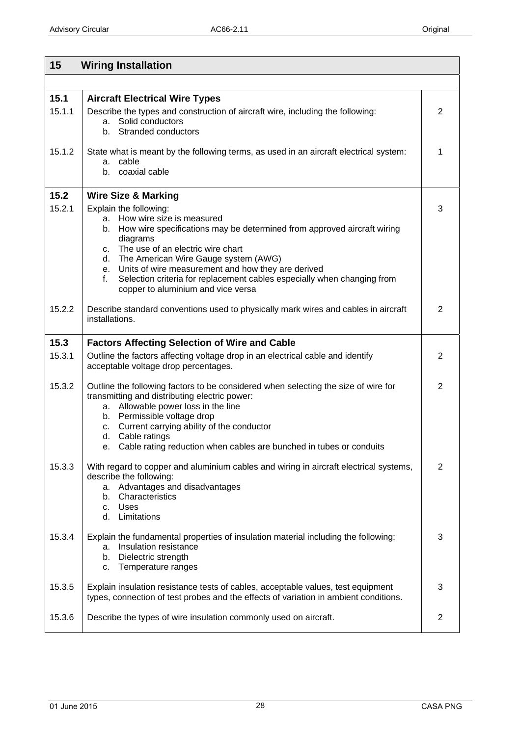| 15 | Wiring Installation | |
|---|---|---|
| | | |
| **15.1** | **Aircraft Electrical Wire Types** | |
| 15.1.1 | Describe the types and construction of aircraft wire, including the following:<br>a. Solid conductors<br>b. Stranded conductors | 2 |
| 15.1.2 | State what is meant by the following terms, as used in an aircraft electrical system:<br>a. cable<br>b. coaxial cable | 1 |
| **15.2** | **Wire Size & Marking** | |
| 15.2.1 | Explain the following:<br>a. How wire size is measured<br>b. How wire specifications may be determined from approved aircraft wiring diagrams<br>c. The use of an electric wire chart<br>d. The American Wire Gauge system (AWG)<br>e. Units of wire measurement and how they are derived<br>f. Selection criteria for replacement cables especially when changing from copper to aluminium and vice versa | 3 |
| 15.2.2 | Describe standard conventions used to physically mark wires and cables in aircraft installations. | 2 |
| **15.3** | **Factors Affecting Selection of Wire and Cable** | |
| 15.3.1 | Outline the factors affecting voltage drop in an electrical cable and identify acceptable voltage drop percentages. | 2 |
| 15.3.2 | Outline the following factors to be considered when selecting the size of wire for transmitting and distributing electric power:<br>a. Allowable power loss in the line<br>b. Permissible voltage drop<br>c. Current carrying ability of the conductor<br>d. Cable ratings<br>e. Cable rating reduction when cables are bunched in tubes or conduits | 2 |
| 15.3.3 | With regard to copper and aluminium cables and wiring in aircraft electrical systems, describe the following:<br>a. Advantages and disadvantages<br>b. Characteristics<br>c. Uses<br>d. Limitations | 2 |
| 15.3.4 | Explain the fundamental properties of insulation material including the following:<br>a. Insulation resistance<br>b. Dielectric strength<br>c. Temperature ranges | 3 |
| 15.3.5 | Explain insulation resistance tests of cables, acceptable values, test equipment types, connection of test probes and the effects of variation in ambient conditions. | 3 |
| 15.3.6 | Describe the types of wire insulation commonly used on aircraft. | 2 |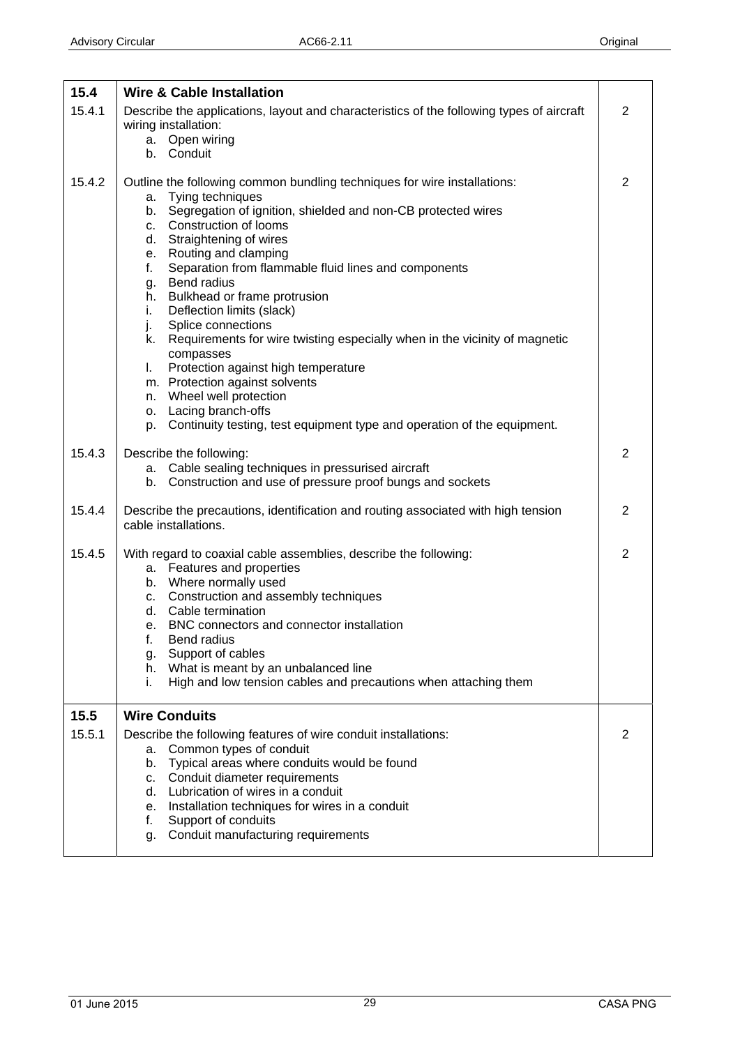| | | |
|---|---|---|
| **15.4** | **Wire & Cable Installation** | |
| 15.4.1 | Describe the applications, layout and characteristics of the following types of aircraft wiring installation:<br>a. Open wiring<br>b. Conduit | 2 |
| 15.4.2 | Outline the following common bundling techniques for wire installations:<br>a. Tying techniques<br>b. Segregation of ignition, shielded and non-CB protected wires<br>c. Construction of looms<br>d. Straightening of wires<br>e. Routing and clamping<br>f. Separation from flammable fluid lines and components<br>g. Bend radius<br>h. Bulkhead or frame protrusion<br>i. Deflection limits (slack)<br>j. Splice connections<br>k. Requirements for wire twisting especially when in the vicinity of magnetic compasses<br>l. Protection against high temperature<br>m. Protection against solvents<br>n. Wheel well protection<br>o. Lacing branch-offs<br>p. Continuity testing, test equipment type and operation of the equipment. | 2 |
| 15.4.3 | Describe the following:<br>a. Cable sealing techniques in pressurised aircraft<br>b. Construction and use of pressure proof bungs and sockets | 2 |
| 15.4.4 | Describe the precautions, identification and routing associated with high tension cable installations. | 2 |
| 15.4.5 | With regard to coaxial cable assemblies, describe the following:<br>a. Features and properties<br>b. Where normally used<br>c. Construction and assembly techniques<br>d. Cable termination<br>e. BNC connectors and connector installation<br>f. Bend radius<br>g. Support of cables<br>h. What is meant by an unbalanced line<br>i. High and low tension cables and precautions when attaching them | 2 |
| **15.5** | **Wire Conduits** | |
| 15.5.1 | Describe the following features of wire conduit installations:<br>a. Common types of conduit<br>b. Typical areas where conduits would be found<br>c. Conduit diameter requirements<br>d. Lubrication of wires in a conduit<br>e. Installation techniques for wires in a conduit<br>f. Support of conduits<br>g. Conduit manufacturing requirements | 2 |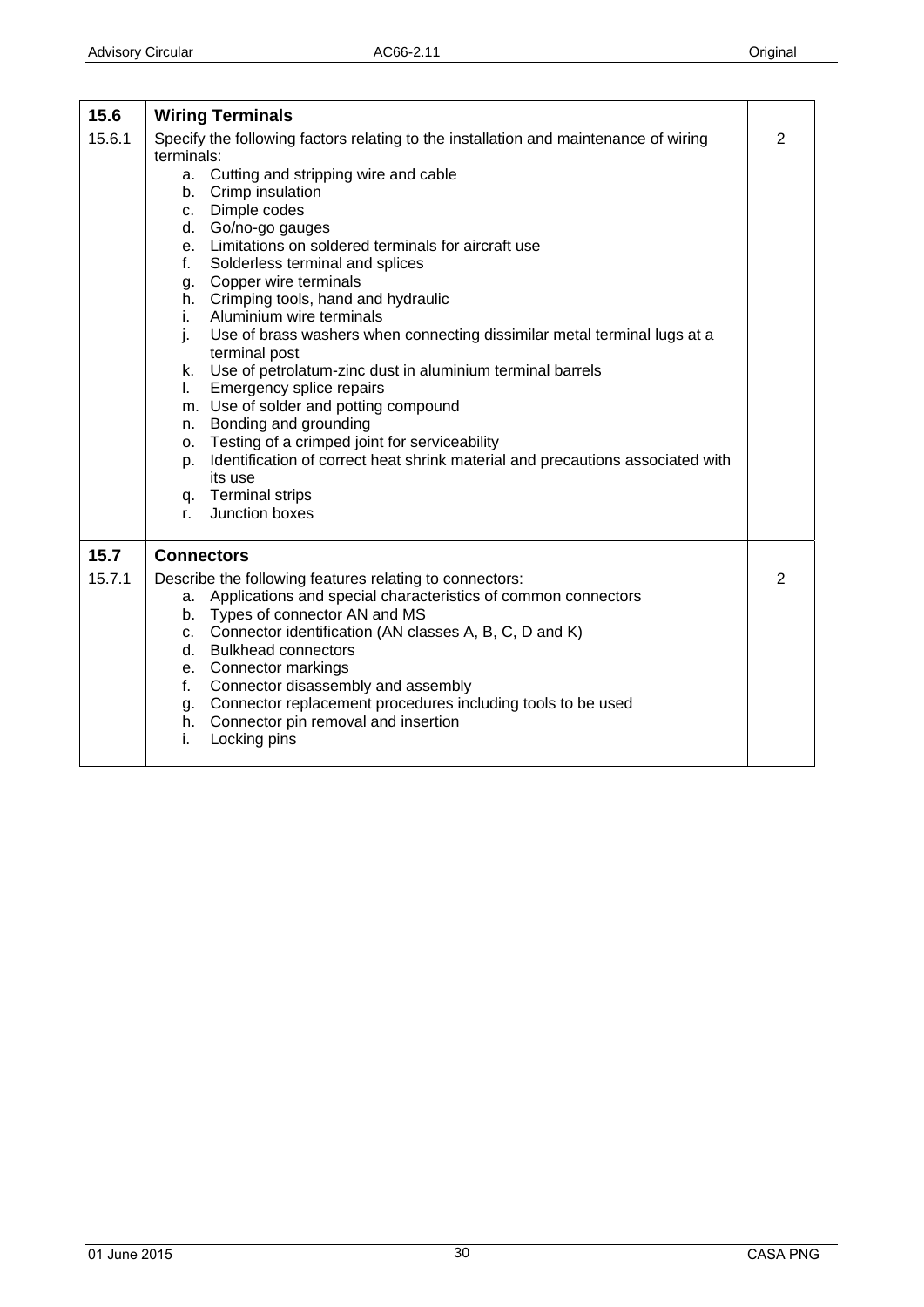| | | |
|---|---|---|
| **15.6** | **Wiring Terminals** | |
| 15.6.1 | Specify the following factors relating to the installation and maintenance of wiring terminals:<br>a. Cutting and stripping wire and cable<br>b. Crimp insulation<br>c. Dimple codes<br>d. Go/no-go gauges<br>e. Limitations on soldered terminals for aircraft use<br>f. Solderless terminal and splices<br>g. Copper wire terminals<br>h. Crimping tools, hand and hydraulic<br>i. Aluminium wire terminals<br>j. Use of brass washers when connecting dissimilar metal terminal lugs at a terminal post<br>k. Use of petrolatum-zinc dust in aluminium terminal barrels<br>l. Emergency splice repairs<br>m. Use of solder and potting compound<br>n. Bonding and grounding<br>o. Testing of a crimped joint for serviceability<br>p. Identification of correct heat shrink material and precautions associated with its use<br>q. Terminal strips<br>r. Junction boxes | 2 |
| **15.7** | **Connectors** | |
| 15.7.1 | Describe the following features relating to connectors:<br>a. Applications and special characteristics of common connectors<br>b. Types of connector AN and MS<br>c. Connector identification (AN classes A, B, C, D and K)<br>d. Bulkhead connectors<br>e. Connector markings<br>f. Connector disassembly and assembly<br>g. Connector replacement procedures including tools to be used<br>h. Connector pin removal and insertion<br>i. Locking pins | 2 |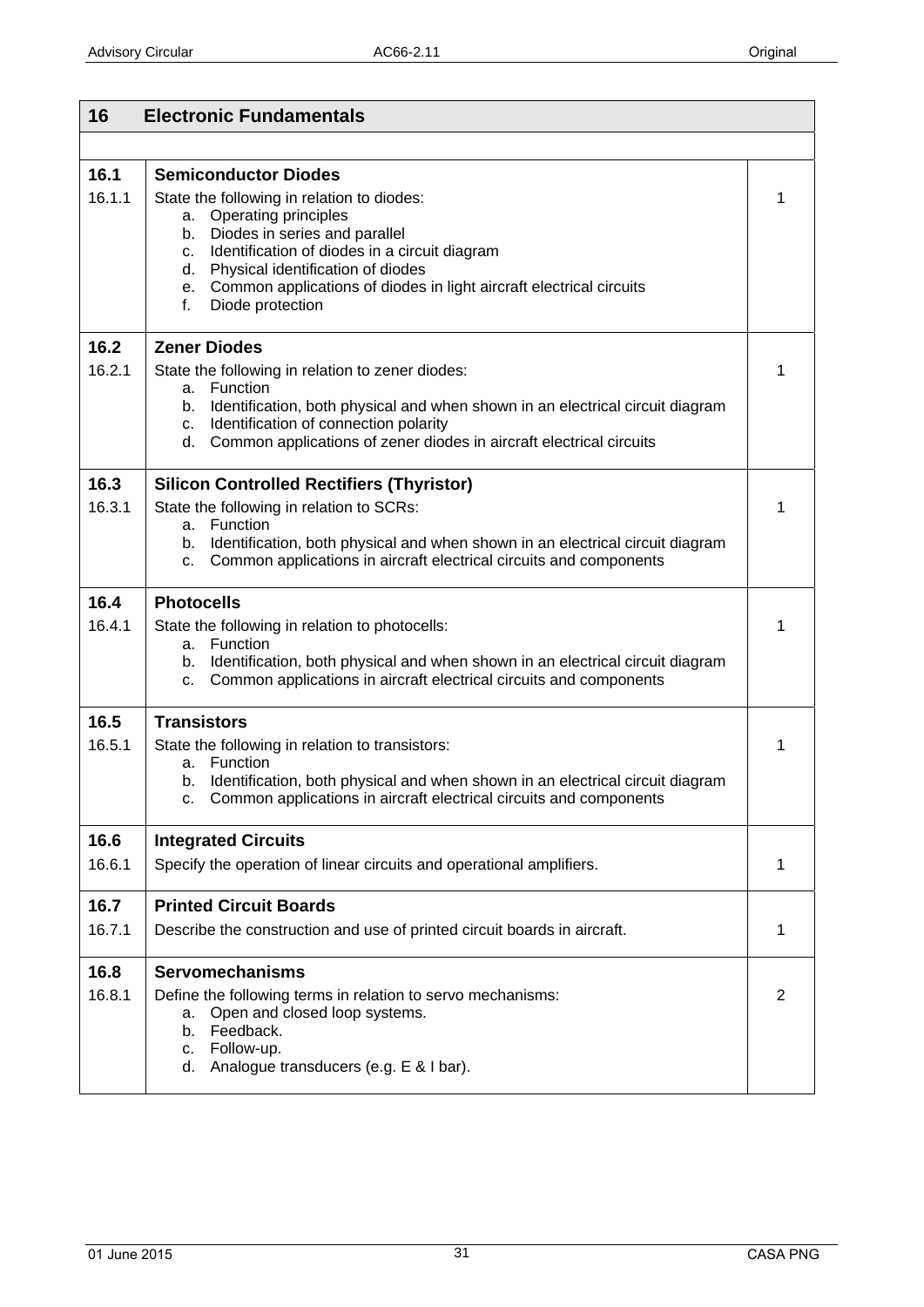| 16 | Electronic Fundamentals | |
|---|---|---|
| | | |
| **16.1**<br>16.1.1 | **Semiconductor Diodes**<br>State the following in relation to diodes:<br>a. Operating principles<br>b. Diodes in series and parallel<br>c. Identification of diodes in a circuit diagram<br>d. Physical identification of diodes<br>e. Common applications of diodes in light aircraft electrical circuits<br>f. Diode protection | 1 |
| **16.2**<br>16.2.1 | **Zener Diodes**<br>State the following in relation to zener diodes:<br>a. Function<br>b. Identification, both physical and when shown in an electrical circuit diagram<br>c. Identification of connection polarity<br>d. Common applications of zener diodes in aircraft electrical circuits | 1 |
| **16.3**<br>16.3.1 | **Silicon Controlled Rectifiers (Thyristor)**<br>State the following in relation to SCRs:<br>a. Function<br>b. Identification, both physical and when shown in an electrical circuit diagram<br>c. Common applications in aircraft electrical circuits and components | 1 |
| **16.4**<br>16.4.1 | **Photocells**<br>State the following in relation to photocells:<br>a. Function<br>b. Identification, both physical and when shown in an electrical circuit diagram<br>c. Common applications in aircraft electrical circuits and components | 1 |
| **16.5**<br>16.5.1 | **Transistors**<br>State the following in relation to transistors:<br>a. Function<br>b. Identification, both physical and when shown in an electrical circuit diagram<br>c. Common applications in aircraft electrical circuits and components | 1 |
| **16.6**<br>16.6.1 | **Integrated Circuits**<br>Specify the operation of linear circuits and operational amplifiers. | 1 |
| **16.7**<br>16.7.1 | **Printed Circuit Boards**<br>Describe the construction and use of printed circuit boards in aircraft. | 1 |
| **16.8**<br>16.8.1 | **Servomechanisms**<br>Define the following terms in relation to servo mechanisms:<br>a. Open and closed loop systems.<br>b. Feedback.<br>c. Follow-up.<br>d. Analogue transducers (e.g. E & I bar). | 2 |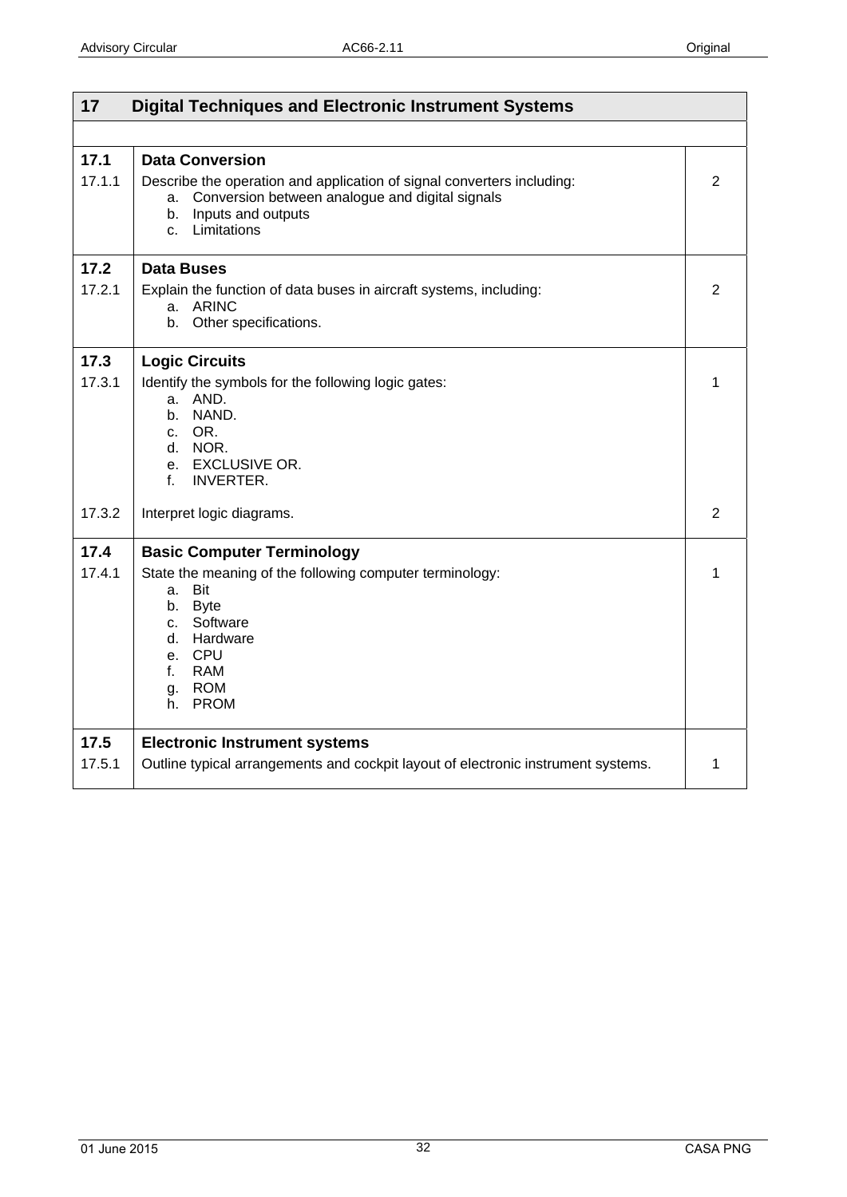| 17 | Digital Techniques and Electronic Instrument Systems | |
|---|---|---|
| | | |
| **17.1** | **Data Conversion** | |
| 17.1.1 | Describe the operation and application of signal converters including:<br>a. Conversion between analogue and digital signals<br>b. Inputs and outputs<br>c. Limitations | 2 |
| **17.2** | **Data Buses** | |
| 17.2.1 | Explain the function of data buses in aircraft systems, including:<br>a. ARINC<br>b. Other specifications. | 2 |
| **17.3** | **Logic Circuits** | |
| 17.3.1 | Identify the symbols for the following logic gates:<br>a. AND.<br>b. NAND.<br>c. OR.<br>d. NOR.<br>e. EXCLUSIVE OR.<br>f. INVERTER. | 1 |
| 17.3.2 | Interpret logic diagrams. | 2 |
| **17.4** | **Basic Computer Terminology** | |
| 17.4.1 | State the meaning of the following computer terminology:<br>a. Bit<br>b. Byte<br>c. Software<br>d. Hardware<br>e. CPU<br>f. RAM<br>g. ROM<br>h. PROM | 1 |
| **17.5** | **Electronic Instrument systems** | |
| 17.5.1 | Outline typical arrangements and cockpit layout of electronic instrument systems. | 1 |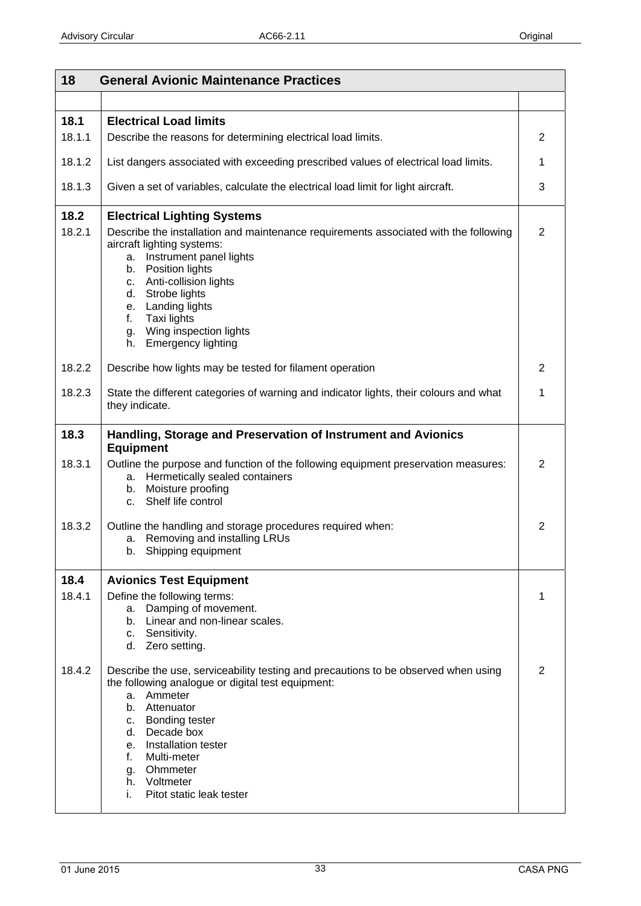| 18 | General Avionic Maintenance Practices | |
|---|---|---|
| | | |
| **18.1** | **Electrical Load limits** | |
| 18.1.1 | Describe the reasons for determining electrical load limits. | 2 |
| 18.1.2 | List dangers associated with exceeding prescribed values of electrical load limits. | 1 |
| 18.1.3 | Given a set of variables, calculate the electrical load limit for light aircraft. | 3 |
| **18.2** | **Electrical Lighting Systems** | |
| 18.2.1 | Describe the installation and maintenance requirements associated with the following aircraft lighting systems:<br>a. Instrument panel lights<br>b. Position lights<br>c. Anti-collision lights<br>d. Strobe lights<br>e. Landing lights<br>f. Taxi lights<br>g. Wing inspection lights<br>h. Emergency lighting | 2 |
| 18.2.2 | Describe how lights may be tested for filament operation | 2 |
| 18.2.3 | State the different categories of warning and indicator lights, their colours and what they indicate. | 1 |
| **18.3** | **Handling, Storage and Preservation of Instrument and Avionics Equipment** | |
| 18.3.1 | Outline the purpose and function of the following equipment preservation measures:<br>a. Hermetically sealed containers<br>b. Moisture proofing<br>c. Shelf life control | 2 |
| 18.3.2 | Outline the handling and storage procedures required when:<br>a. Removing and installing LRUs<br>b. Shipping equipment | 2 |
| **18.4** | **Avionics Test Equipment** | |
| 18.4.1 | Define the following terms:<br>a. Damping of movement.<br>b. Linear and non-linear scales.<br>c. Sensitivity.<br>d. Zero setting. | 1 |
| 18.4.2 | Describe the use, serviceability testing and precautions to be observed when using the following analogue or digital test equipment:<br>a. Ammeter<br>b. Attenuator<br>c. Bonding tester<br>d. Decade box<br>e. Installation tester<br>f. Multi-meter<br>g. Ohmmeter<br>h. Voltmeter<br>i. Pitot static leak tester | 2 |